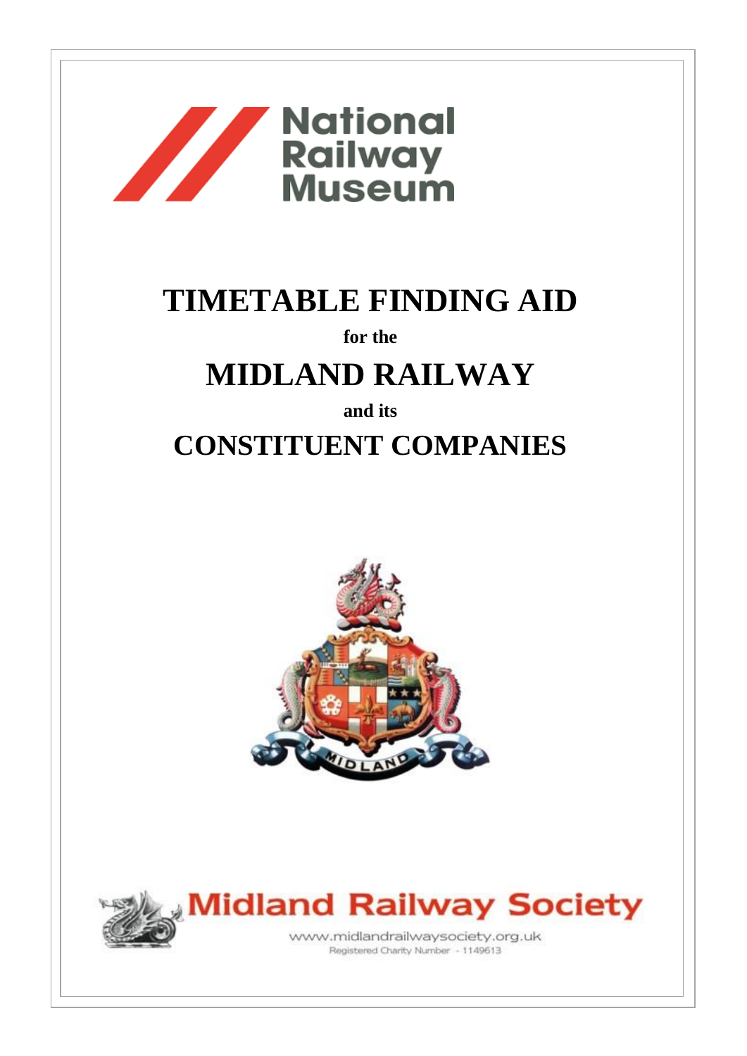National Railway Museum

# TIMETABLE FINDING AID

**for the**

# MIDLAND RAILWAY

**and its**

# CONSTITUENT COMPANIES

MIDLAND

Midland Railway Society

www.midlandrailwaysociety.org.uk

Registered Charity Number - 1149613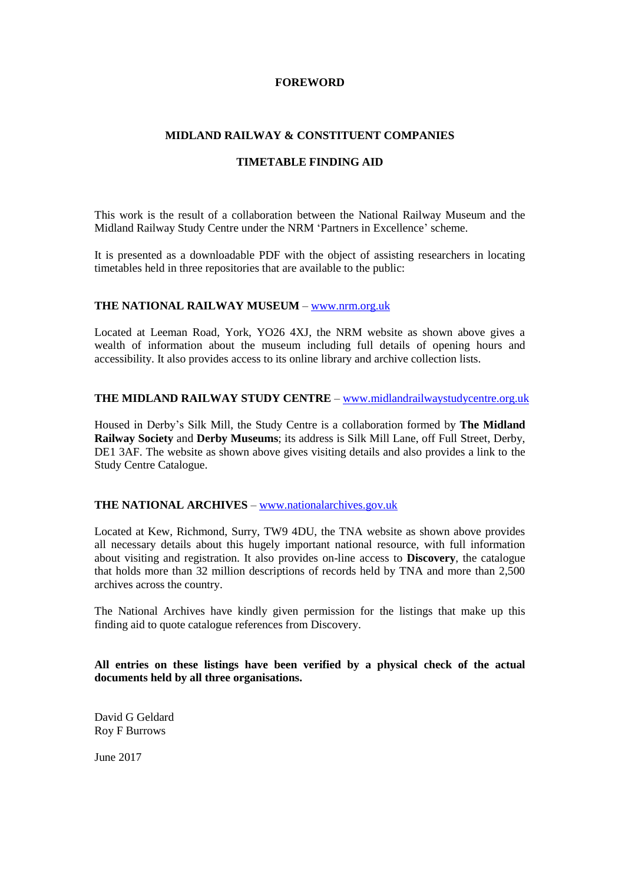# FOREWORD

## MIDLAND RAILWAY & CONSTITUENT COMPANIES

## TIMETABLE FINDING AID

This work is the result of a collaboration between the National Railway Museum and the Midland Railway Study Centre under the NRM 'Partners in Excellence' scheme.

It is presented as a downloadable PDF with the object of assisting researchers in locating timetables held in three repositories that are available to the public:

**THE NATIONAL RAILWAY MUSEUM** – www.nrm.org.uk

Located at Leeman Road, York, YO26 4XJ, the NRM website as shown above gives a wealth of information about the museum including full details of opening hours and accessibility. It also provides access to its online library and archive collection lists.

**THE MIDLAND RAILWAY STUDY CENTRE** – www.midlandrailwaystudycentre.org.uk

Housed in Derby's Silk Mill, the Study Centre is a collaboration formed by **The Midland Railway Society** and **Derby Museums**; its address is Silk Mill Lane, off Full Street, Derby, DE1 3AF. The website as shown above gives visiting details and also provides a link to the Study Centre Catalogue.

**THE NATIONAL ARCHIVES** – www.nationalarchives.gov.uk

Located at Kew, Richmond, Surry, TW9 4DU, the TNA website as shown above provides all necessary details about this hugely important national resource, with full information about visiting and registration. It also provides on-line access to **Discovery**, the catalogue that holds more than 32 million descriptions of records held by TNA and more than 2,500 archives across the country.

The National Archives have kindly given permission for the listings that make up this finding aid to quote catalogue references from Discovery.

**All entries on these listings have been verified by a physical check of the actual documents held by all three organisations.**

David G Geldard
Roy F Burrows

June 2017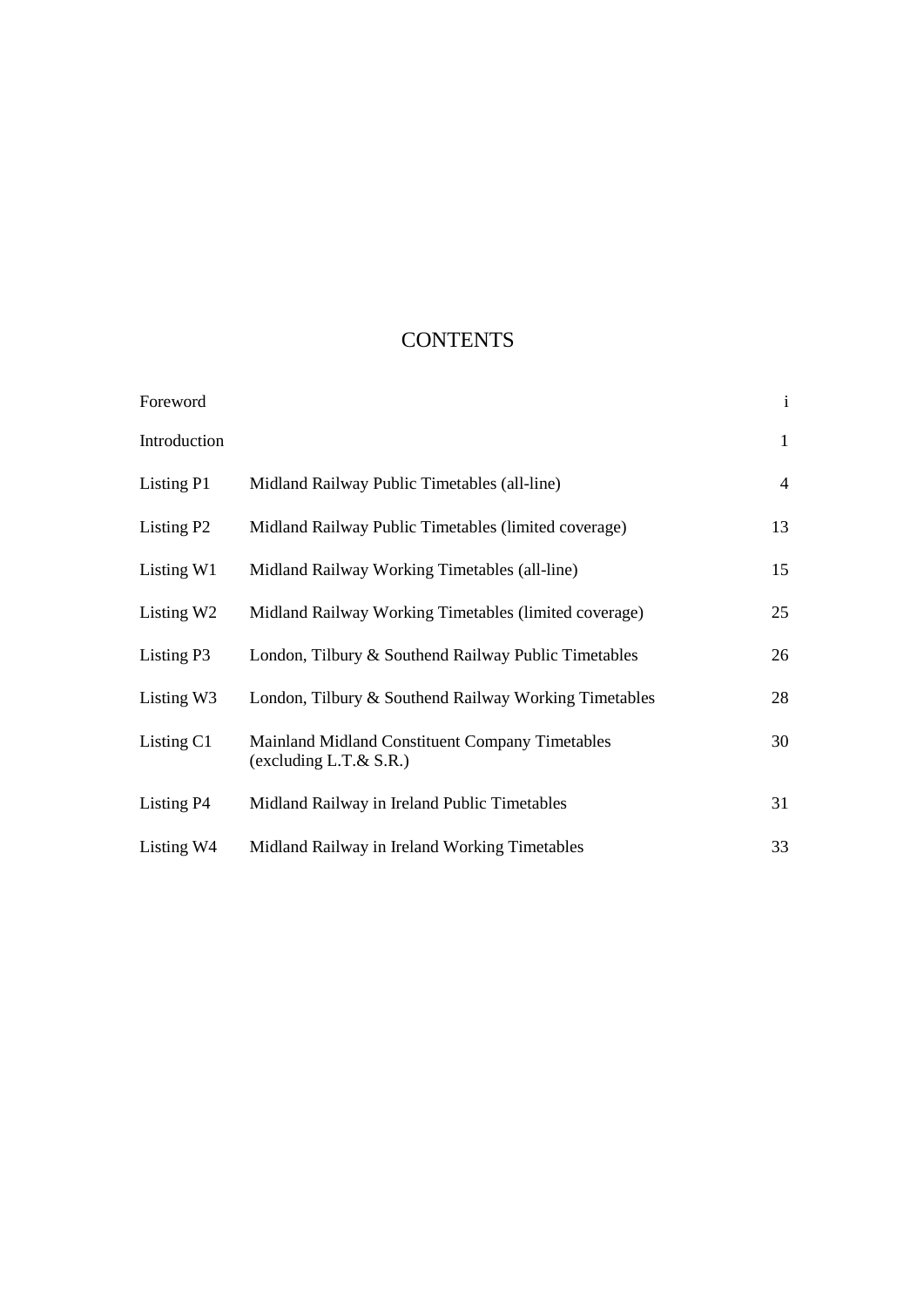# CONTENTS

| | | |
|---|---|---|
| Foreword | | i |
| Introduction | | 1 |
| Listing P1 | Midland Railway Public Timetables (all-line) | 4 |
| Listing P2 | Midland Railway Public Timetables (limited coverage) | 13 |
| Listing W1 | Midland Railway Working Timetables (all-line) | 15 |
| Listing W2 | Midland Railway Working Timetables (limited coverage) | 25 |
| Listing P3 | London, Tilbury & Southend Railway Public Timetables | 26 |
| Listing W3 | London, Tilbury & Southend Railway Working Timetables | 28 |
| Listing C1 | Mainland Midland Constituent Company Timetables (excluding L.T.& S.R.) | 30 |
| Listing P4 | Midland Railway in Ireland Public Timetables | 31 |
| Listing W4 | Midland Railway in Ireland Working Timetables | 33 |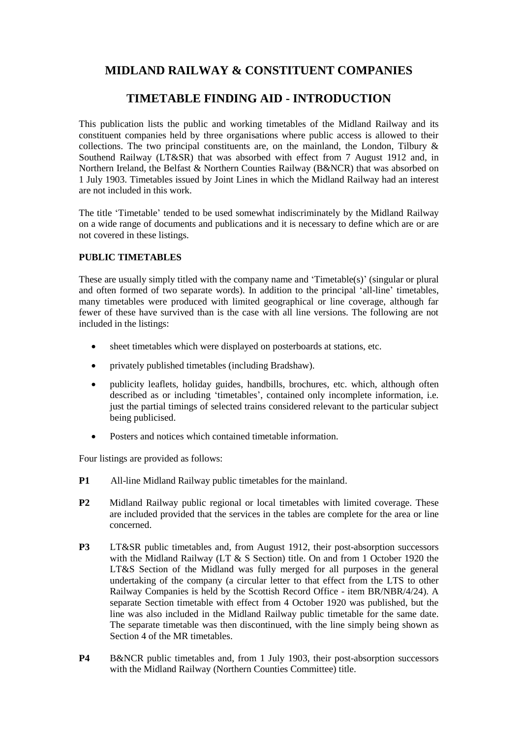# MIDLAND RAILWAY & CONSTITUENT COMPANIES

# TIMETABLE FINDING AID - INTRODUCTION

This publication lists the public and working timetables of the Midland Railway and its constituent companies held by three organisations where public access is allowed to their collections. The two principal constituents are, on the mainland, the London, Tilbury & Southend Railway (LT&SR) that was absorbed with effect from 7 August 1912 and, in Northern Ireland, the Belfast & Northern Counties Railway (B&NCR) that was absorbed on 1 July 1903. Timetables issued by Joint Lines in which the Midland Railway had an interest are not included in this work.

The title 'Timetable' tended to be used somewhat indiscriminately by the Midland Railway on a wide range of documents and publications and it is necessary to define which are or are not covered in these listings.

**PUBLIC TIMETABLES**

These are usually simply titled with the company name and 'Timetable(s)' (singular or plural and often formed of two separate words). In addition to the principal 'all-line' timetables, many timetables were produced with limited geographical or line coverage, although far fewer of these have survived than is the case with all line versions. The following are not included in the listings:

- sheet timetables which were displayed on posterboards at stations, etc.
- privately published timetables (including Bradshaw).
- publicity leaflets, holiday guides, handbills, brochures, etc. which, although often described as or including 'timetables', contained only incomplete information, i.e. just the partial timings of selected trains considered relevant to the particular subject being publicised.
- Posters and notices which contained timetable information.

Four listings are provided as follows:

**P1** All-line Midland Railway public timetables for the mainland.

**P2** Midland Railway public regional or local timetables with limited coverage. These are included provided that the services in the tables are complete for the area or line concerned.

**P3** LT&SR public timetables and, from August 1912, their post-absorption successors with the Midland Railway (LT & S Section) title. On and from 1 October 1920 the LT&S Section of the Midland was fully merged for all purposes in the general undertaking of the company (a circular letter to that effect from the LTS to other Railway Companies is held by the Scottish Record Office - item BR/NBR/4/24). A separate Section timetable with effect from 4 October 1920 was published, but the line was also included in the Midland Railway public timetable for the same date. The separate timetable was then discontinued, with the line simply being shown as Section 4 of the MR timetables.

**P4** B&NCR public timetables and, from 1 July 1903, their post-absorption successors with the Midland Railway (Northern Counties Committee) title.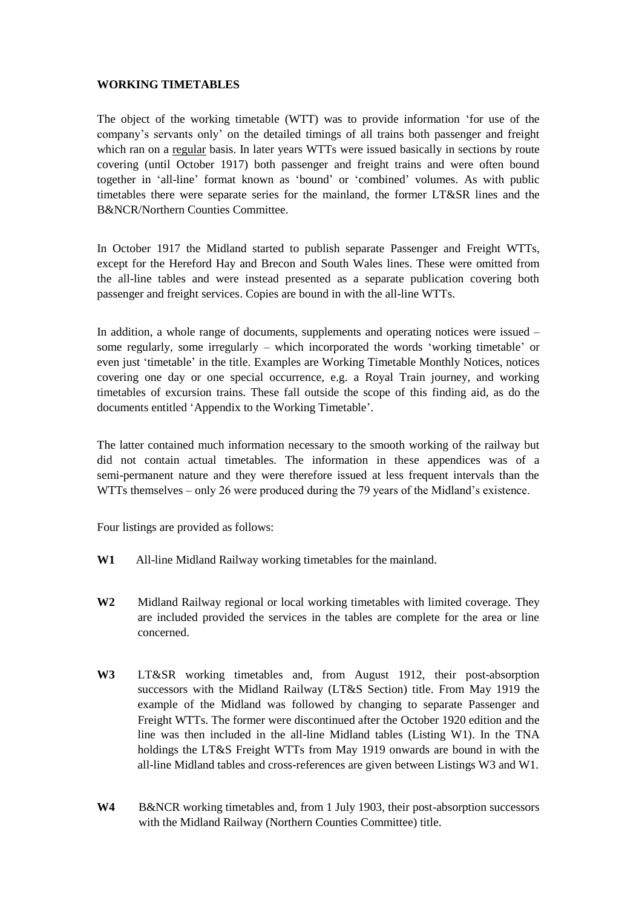**WORKING TIMETABLES**

The object of the working timetable (WTT) was to provide information 'for use of the company's servants only' on the detailed timings of all trains both passenger and freight which ran on a regular basis. In later years WTTs were issued basically in sections by route covering (until October 1917) both passenger and freight trains and were often bound together in 'all-line' format known as 'bound' or 'combined' volumes. As with public timetables there were separate series for the mainland, the former LT&SR lines and the B&NCR/Northern Counties Committee.

In October 1917 the Midland started to publish separate Passenger and Freight WTTs, except for the Hereford Hay and Brecon and South Wales lines. These were omitted from the all-line tables and were instead presented as a separate publication covering both passenger and freight services. Copies are bound in with the all-line WTTs.

In addition, a whole range of documents, supplements and operating notices were issued – some regularly, some irregularly – which incorporated the words 'working timetable' or even just 'timetable' in the title. Examples are Working Timetable Monthly Notices, notices covering one day or one special occurrence, e.g. a Royal Train journey, and working timetables of excursion trains. These fall outside the scope of this finding aid, as do the documents entitled 'Appendix to the Working Timetable'.

The latter contained much information necessary to the smooth working of the railway but did not contain actual timetables. The information in these appendices was of a semi-permanent nature and they were therefore issued at less frequent intervals than the WTTs themselves – only 26 were produced during the 79 years of the Midland's existence.

Four listings are provided as follows:

- **W1** All-line Midland Railway working timetables for the mainland.
- **W2** Midland Railway regional or local working timetables with limited coverage. They are included provided the services in the tables are complete for the area or line concerned.
- **W3** LT&SR working timetables and, from August 1912, their post-absorption successors with the Midland Railway (LT&S Section) title. From May 1919 the example of the Midland was followed by changing to separate Passenger and Freight WTTs. The former were discontinued after the October 1920 edition and the line was then included in the all-line Midland tables (Listing W1). In the TNA holdings the LT&S Freight WTTs from May 1919 onwards are bound in with the all-line Midland tables and cross-references are given between Listings W3 and W1.
- **W4** B&NCR working timetables and, from 1 July 1903, their post-absorption successors with the Midland Railway (Northern Counties Committee) title.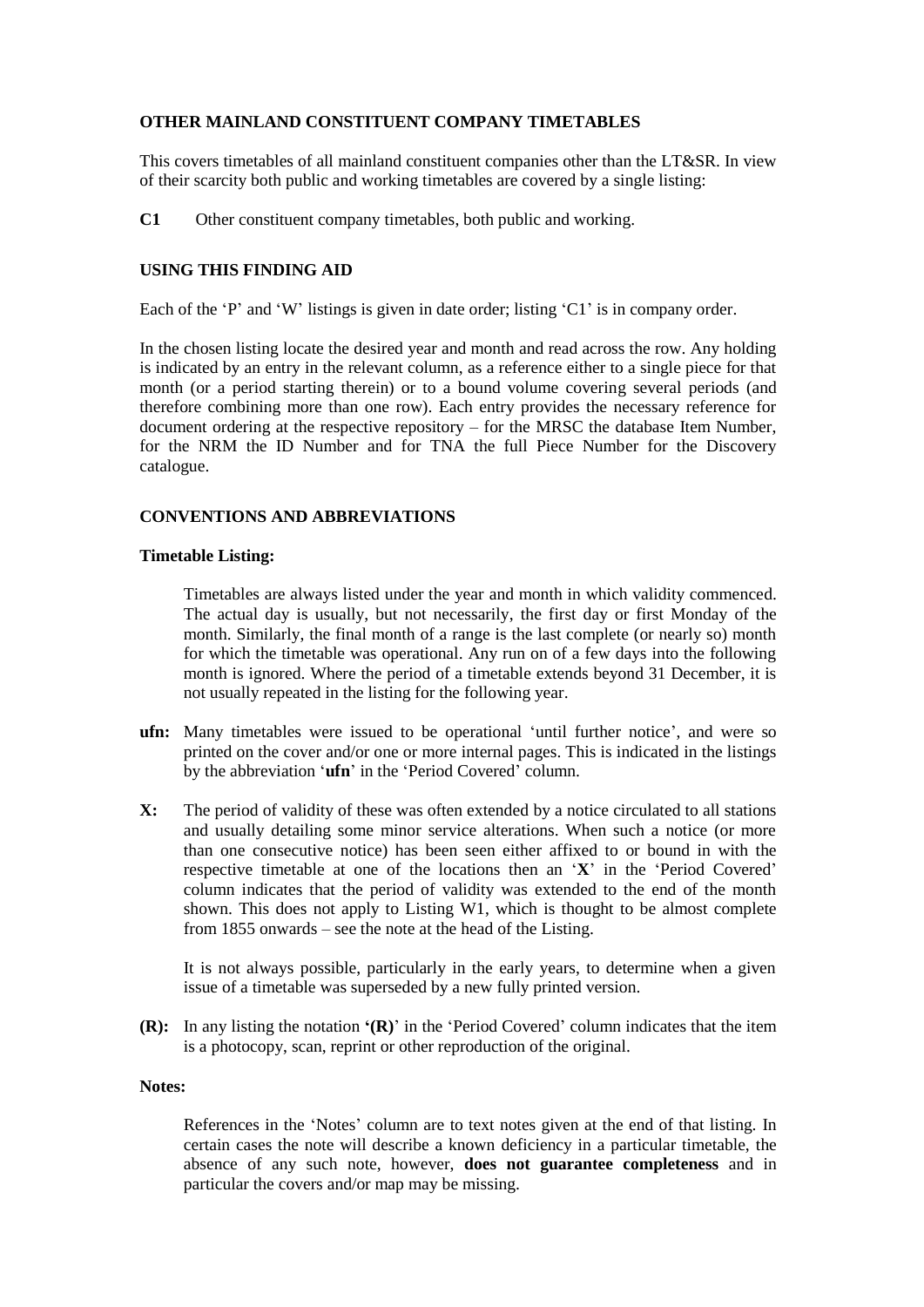## OTHER MAINLAND CONSTITUENT COMPANY TIMETABLES

This covers timetables of all mainland constituent companies other than the LT&SR. In view of their scarcity both public and working timetables are covered by a single listing:

**C1** Other constituent company timetables, both public and working.

## USING THIS FINDING AID

Each of the 'P' and 'W' listings is given in date order; listing 'C1' is in company order.

In the chosen listing locate the desired year and month and read across the row. Any holding is indicated by an entry in the relevant column, as a reference either to a single piece for that month (or a period starting therein) or to a bound volume covering several periods (and therefore combining more than one row). Each entry provides the necessary reference for document ordering at the respective repository – for the MRSC the database Item Number, for the NRM the ID Number and for TNA the full Piece Number for the Discovery catalogue.

## CONVENTIONS AND ABBREVIATIONS

### Timetable Listing:

Timetables are always listed under the year and month in which validity commenced. The actual day is usually, but not necessarily, the first day or first Monday of the month. Similarly, the final month of a range is the last complete (or nearly so) month for which the timetable was operational. Any run on of a few days into the following month is ignored. Where the period of a timetable extends beyond 31 December, it is not usually repeated in the listing for the following year.

**ufn:** Many timetables were issued to be operational 'until further notice', and were so printed on the cover and/or one or more internal pages. This is indicated in the listings by the abbreviation '**ufn**' in the 'Period Covered' column.

**X:** The period of validity of these was often extended by a notice circulated to all stations and usually detailing some minor service alterations. When such a notice (or more than one consecutive notice) has been seen either affixed to or bound in with the respective timetable at one of the locations then an '**X**' in the 'Period Covered' column indicates that the period of validity was extended to the end of the month shown. This does not apply to Listing W1, which is thought to be almost complete from 1855 onwards – see the note at the head of the Listing.

It is not always possible, particularly in the early years, to determine when a given issue of a timetable was superseded by a new fully printed version.

**(R):** In any listing the notation '**(R)**' in the 'Period Covered' column indicates that the item is a photocopy, scan, reprint or other reproduction of the original.

### Notes:

References in the 'Notes' column are to text notes given at the end of that listing. In certain cases the note will describe a known deficiency in a particular timetable, the absence of any such note, however, **does not guarantee completeness** and in particular the covers and/or map may be missing.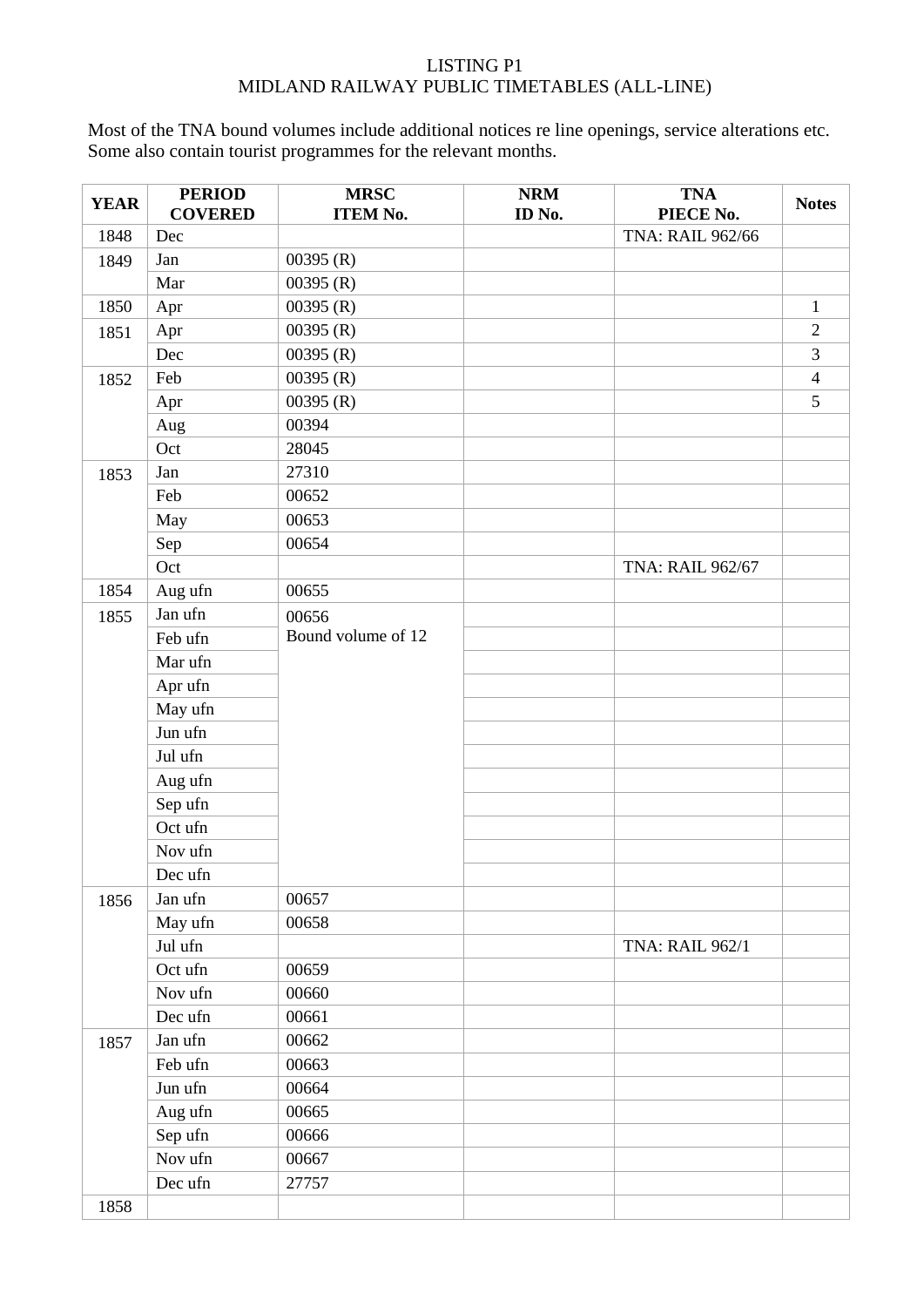LISTING P1
MIDLAND RAILWAY PUBLIC TIMETABLES (ALL-LINE)

Most of the TNA bound volumes include additional notices re line openings, service alterations etc. Some also contain tourist programmes for the relevant months.

| YEAR | PERIOD COVERED | MRSC ITEM No. | NRM ID No. | TNA PIECE No. | Notes |
|---|---|---|---|---|---|
| 1848 | Dec | | | TNA: RAIL 962/66 | |
| 1849 | Jan | 00395 (R) | | | |
| | Mar | 00395 (R) | | | |
| 1850 | Apr | 00395 (R) | | | 1 |
| 1851 | Apr | 00395 (R) | | | 2 |
| | Dec | 00395 (R) | | | 3 |
| 1852 | Feb | 00395 (R) | | | 4 |
| | Apr | 00395 (R) | | | 5 |
| | Aug | 00394 | | | |
| | Oct | 28045 | | | |
| 1853 | Jan | 27310 | | | |
| | Feb | 00652 | | | |
| | May | 00653 | | | |
| | Sep | 00654 | | | |
| | Oct | | | TNA: RAIL 962/67 | |
| 1854 | Aug ufn | 00655 | | | |
| 1855 | Jan ufn | 00656 Bound volume of 12 | | | |
| | Feb ufn | | | | |
| | Mar ufn | | | | |
| | Apr ufn | | | | |
| | May ufn | | | | |
| | Jun ufn | | | | |
| | Jul ufn | | | | |
| | Aug ufn | | | | |
| | Sep ufn | | | | |
| | Oct ufn | | | | |
| | Nov ufn | | | | |
| | Dec ufn | | | | |
| 1856 | Jan ufn | 00657 | | | |
| | May ufn | 00658 | | | |
| | Jul ufn | | | TNA: RAIL 962/1 | |
| | Oct ufn | 00659 | | | |
| | Nov ufn | 00660 | | | |
| | Dec ufn | 00661 | | | |
| 1857 | Jan ufn | 00662 | | | |
| | Feb ufn | 00663 | | | |
| | Jun ufn | 00664 | | | |
| | Aug ufn | 00665 | | | |
| | Sep ufn | 00666 | | | |
| | Nov ufn | 00667 | | | |
| | Dec ufn | 27757 | | | |
| 1858 | | | | | |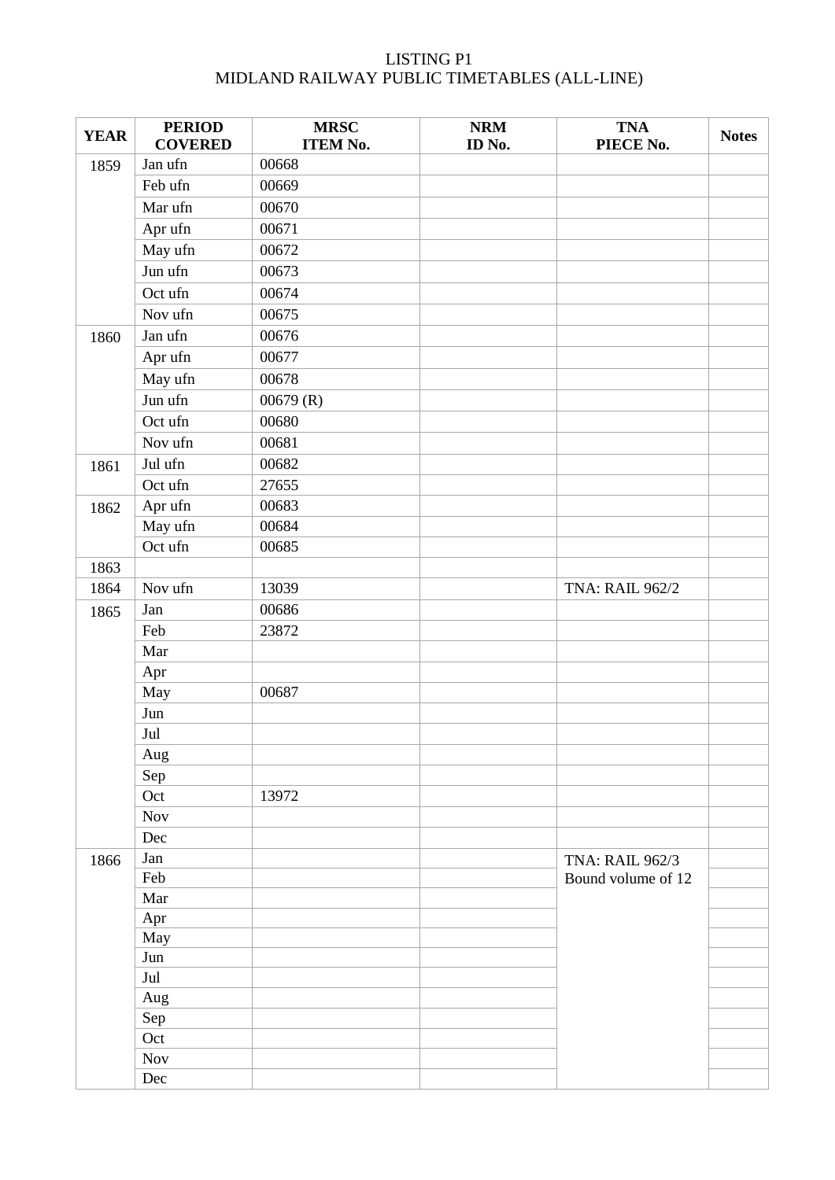LISTING P1
MIDLAND RAILWAY PUBLIC TIMETABLES (ALL-LINE)

| YEAR | PERIOD COVERED | MRSC ITEM No. | NRM ID No. | TNA PIECE No. | Notes |
|---|---|---|---|---|---|
| 1859 | Jan ufn | 00668 | | | |
| | Feb ufn | 00669 | | | |
| | Mar ufn | 00670 | | | |
| | Apr ufn | 00671 | | | |
| | May ufn | 00672 | | | |
| | Jun ufn | 00673 | | | |
| | Oct ufn | 00674 | | | |
| | Nov ufn | 00675 | | | |
| 1860 | Jan ufn | 00676 | | | |
| | Apr ufn | 00677 | | | |
| | May ufn | 00678 | | | |
| | Jun ufn | 00679 (R) | | | |
| | Oct ufn | 00680 | | | |
| | Nov ufn | 00681 | | | |
| 1861 | Jul ufn | 00682 | | | |
| | Oct ufn | 27655 | | | |
| 1862 | Apr ufn | 00683 | | | |
| | May ufn | 00684 | | | |
| | Oct ufn | 00685 | | | |
| 1863 | | | | | |
| 1864 | Nov ufn | 13039 | | TNA: RAIL 962/2 | |
| 1865 | Jan | 00686 | | | |
| | Feb | 23872 | | | |
| | Mar | | | | |
| | Apr | | | | |
| | May | 00687 | | | |
| | Jun | | | | |
| | Jul | | | | |
| | Aug | | | | |
| | Sep | | | | |
| | Oct | 13972 | | | |
| | Nov | | | | |
| | Dec | | | | |
| 1866 | Jan | | | TNA: RAIL 962/3 Bound volume of 12 | |
| | Feb | | | | |
| | Mar | | | | |
| | Apr | | | | |
| | May | | | | |
| | Jun | | | | |
| | Jul | | | | |
| | Aug | | | | |
| | Sep | | | | |
| | Oct | | | | |
| | Nov | | | | |
| | Dec | | | | |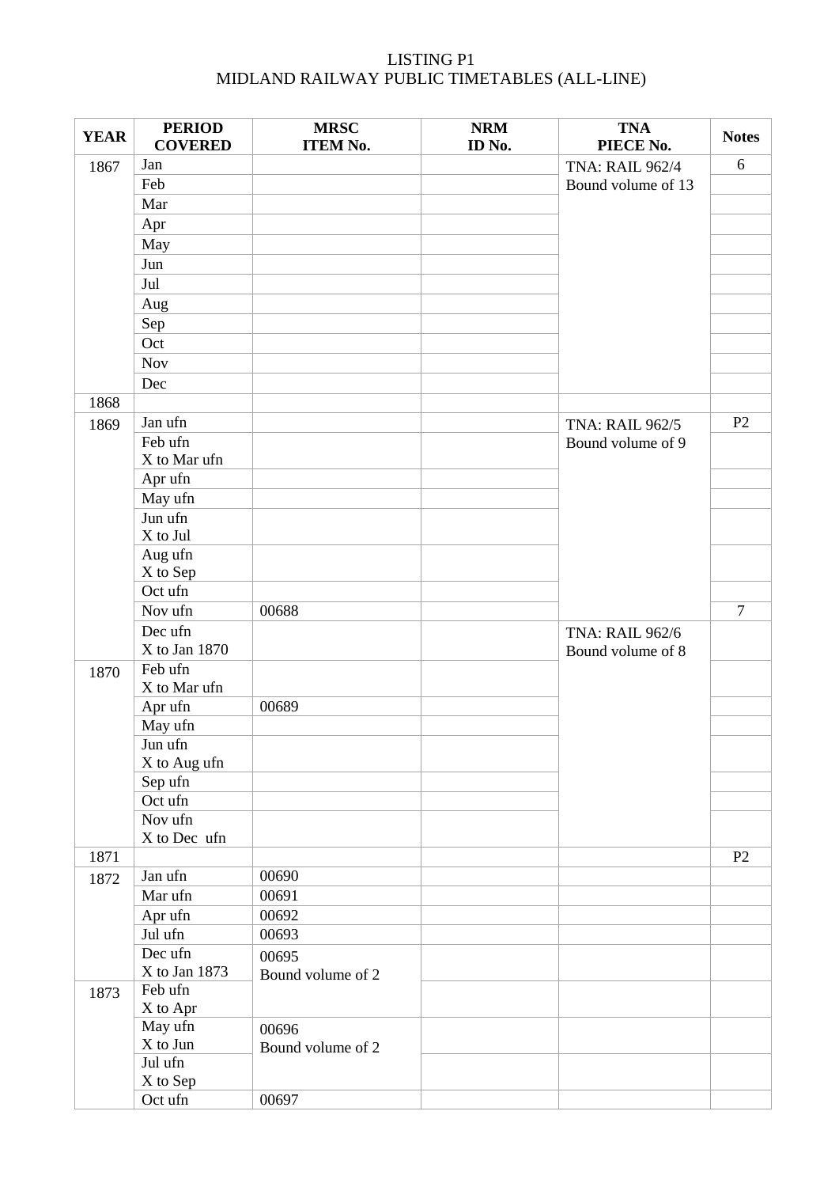# LISTING P1
# MIDLAND RAILWAY PUBLIC TIMETABLES (ALL-LINE)

| YEAR | PERIOD COVERED | MRSC ITEM No. | NRM ID No. | TNA PIECE No. | Notes |
|---|---|---|---|---|---|
| 1867 | Jan | | | TNA: RAIL 962/4 Bound volume of 13 | 6 |
| | Feb | | | | |
| | Mar | | | | |
| | Apr | | | | |
| | May | | | | |
| | Jun | | | | |
| | Jul | | | | |
| | Aug | | | | |
| | Sep | | | | |
| | Oct | | | | |
| | Nov | | | | |
| | Dec | | | | |
| 1868 | | | | | |
| 1869 | Jan ufn | | | TNA: RAIL 962/5 Bound volume of 9 | P2 |
| | Feb ufn X to Mar ufn | | | | |
| | Apr ufn | | | | |
| | May ufn | | | | |
| | Jun ufn X to Jul | | | | |
| | Aug ufn X to Sep | | | | |
| | Oct ufn | | | | |
| | Nov ufn | 00688 | | | 7 |
| | Dec ufn X to Jan 1870 | | | TNA: RAIL 962/6 Bound volume of 8 | |
| 1870 | Feb ufn X to Mar ufn | | | | |
| | Apr ufn | 00689 | | | |
| | May ufn | | | | |
| | Jun ufn X to Aug ufn | | | | |
| | Sep ufn | | | | |
| | Oct ufn | | | | |
| | Nov ufn X to Dec ufn | | | | |
| 1871 | | | | | P2 |
| 1872 | Jan ufn | 00690 | | | |
| | Mar ufn | 00691 | | | |
| | Apr ufn | 00692 | | | |
| | Jul ufn | 00693 | | | |
| | Dec ufn X to Jan 1873 | 00695 Bound volume of 2 | | | |
| 1873 | Feb ufn X to Apr | | | | |
| | May ufn X to Jun | 00696 Bound volume of 2 | | | |
| | Jul ufn X to Sep | | | | |
| | Oct ufn | 00697 | | | |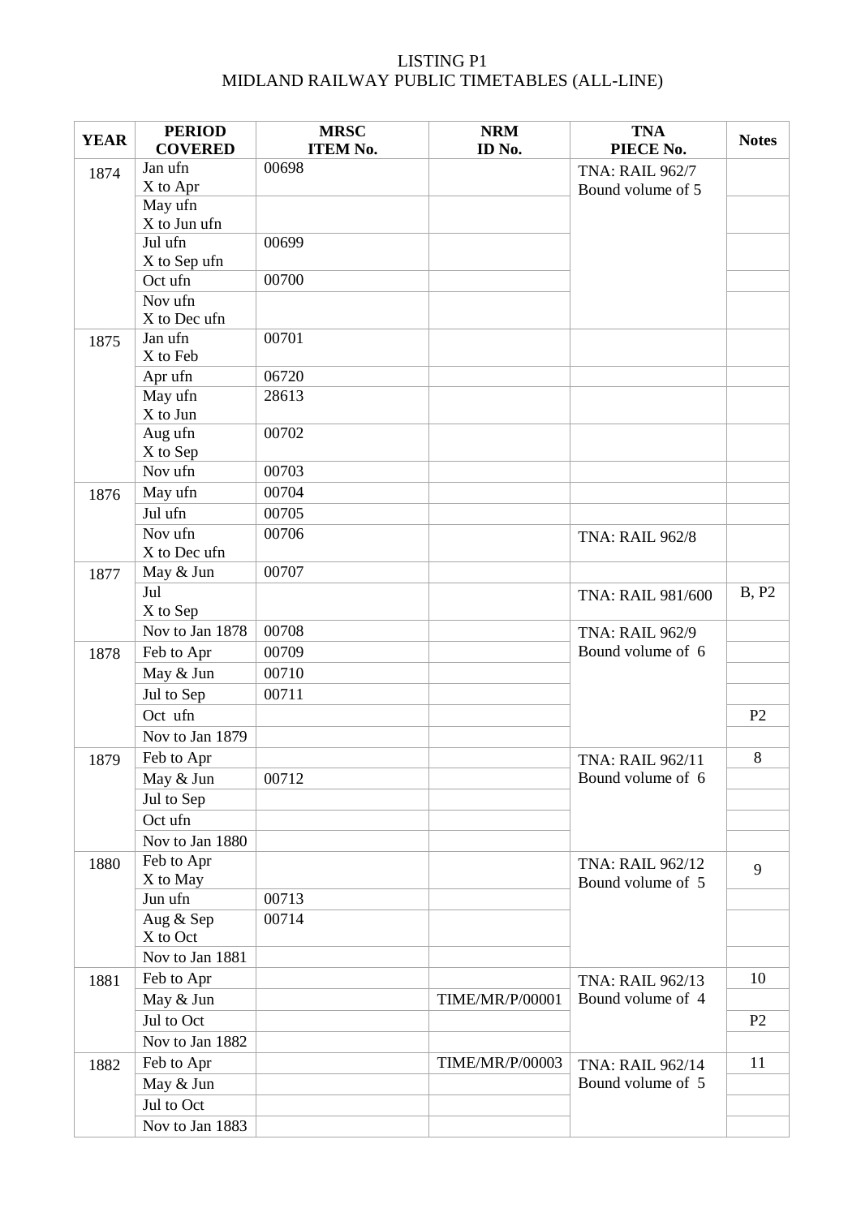# LISTING P1
## MIDLAND RAILWAY PUBLIC TIMETABLES (ALL-LINE)

| YEAR | PERIOD COVERED | MRSC ITEM No. | NRM ID No. | TNA PIECE No. | Notes |
|---|---|---|---|---|---|
| 1874 | Jan ufn X to Apr | 00698 | | TNA: RAIL 962/7 Bound volume of 5 | |
| | May ufn X to Jun ufn | | | | |
| | Jul ufn X to Sep ufn | 00699 | | | |
| | Oct ufn | 00700 | | | |
| | Nov ufn X to Dec ufn | | | | |
| 1875 | Jan ufn X to Feb | 00701 | | | |
| | Apr ufn | 06720 | | | |
| | May ufn X to Jun | 28613 | | | |
| | Aug ufn X to Sep | 00702 | | | |
| | Nov ufn | 00703 | | | |
| 1876 | May ufn | 00704 | | | |
| | Jul ufn | 00705 | | | |
| | Nov ufn X to Dec ufn | 00706 | | TNA: RAIL 962/8 | |
| 1877 | May & Jun | 00707 | | | |
| | Jul X to Sep | | | TNA: RAIL 981/600 | B, P2 |
| | Nov to Jan 1878 | 00708 | | TNA: RAIL 962/9 Bound volume of 6 | |
| 1878 | Feb to Apr | 00709 | | | |
| | May & Jun | 00710 | | | |
| | Jul to Sep | 00711 | | | |
| | Oct ufn | | | | P2 |
| | Nov to Jan 1879 | | | | |
| 1879 | Feb to Apr | | | TNA: RAIL 962/11 Bound volume of 6 | 8 |
| | May & Jun | 00712 | | | |
| | Jul to Sep | | | | |
| | Oct ufn | | | | |
| | Nov to Jan 1880 | | | | |
| 1880 | Feb to Apr X to May | | | TNA: RAIL 962/12 Bound volume of 5 | 9 |
| | Jun ufn | 00713 | | | |
| | Aug & Sep X to Oct | 00714 | | | |
| | Nov to Jan 1881 | | | | |
| 1881 | Feb to Apr | | | TNA: RAIL 962/13 Bound volume of 4 | 10 |
| | May & Jun | | TIME/MR/P/00001 | | |
| | Jul to Oct | | | | P2 |
| | Nov to Jan 1882 | | | | |
| 1882 | Feb to Apr | | TIME/MR/P/00003 | TNA: RAIL 962/14 Bound volume of 5 | 11 |
| | May & Jun | | | | |
| | Jul to Oct | | | | |
| | Nov to Jan 1883 | | | | |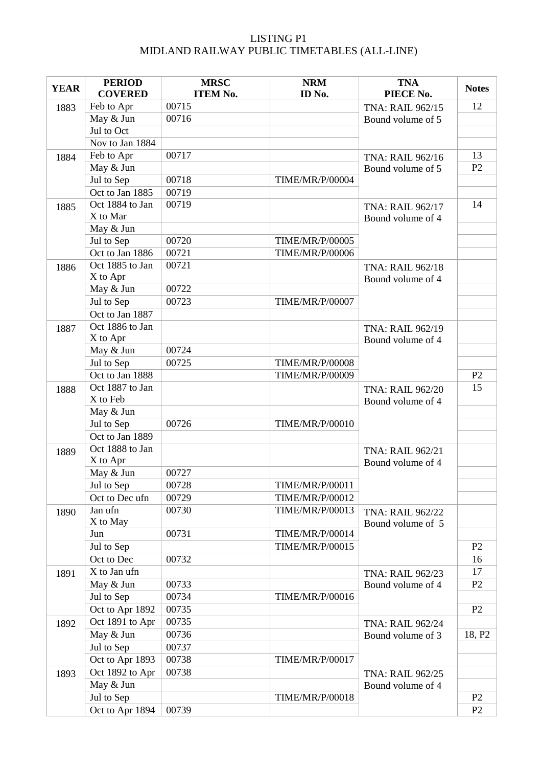# LISTING P1
# MIDLAND RAILWAY PUBLIC TIMETABLES (ALL-LINE)

| YEAR | PERIOD COVERED | MRSC ITEM No. | NRM ID No. | TNA PIECE No. | Notes |
|---|---|---|---|---|---|
| 1883 | Feb to Apr | 00715 | | TNA: RAIL 962/15 Bound volume of 5 | 12 |
| | May & Jun | 00716 | | | |
| | Jul to Oct | | | | |
| | Nov to Jan 1884 | | | | |
| 1884 | Feb to Apr | 00717 | | TNA: RAIL 962/16 Bound volume of 5 | 13 |
| | May & Jun | | | | P2 |
| | Jul to Sep | 00718 | TIME/MR/P/00004 | | |
| | Oct to Jan 1885 | 00719 | | | |
| 1885 | Oct 1884 to Jan X to Mar | 00719 | | TNA: RAIL 962/17 Bound volume of 4 | 14 |
| | May & Jun | | | | |
| | Jul to Sep | 00720 | TIME/MR/P/00005 | | |
| | Oct to Jan 1886 | 00721 | TIME/MR/P/00006 | | |
| 1886 | Oct 1885 to Jan X to Apr | 00721 | | TNA: RAIL 962/18 Bound volume of 4 | |
| | May & Jun | 00722 | | | |
| | Jul to Sep | 00723 | TIME/MR/P/00007 | | |
| | Oct to Jan 1887 | | | | |
| 1887 | Oct 1886 to Jan X to Apr | | | TNA: RAIL 962/19 Bound volume of 4 | |
| | May & Jun | 00724 | | | |
| | Jul to Sep | 00725 | TIME/MR/P/00008 | | |
| | Oct to Jan 1888 | | TIME/MR/P/00009 | | P2 |
| 1888 | Oct 1887 to Jan X to Feb | | | TNA: RAIL 962/20 Bound volume of 4 | 15 |
| | May & Jun | | | | |
| | Jul to Sep | 00726 | TIME/MR/P/00010 | | |
| | Oct to Jan 1889 | | | | |
| 1889 | Oct 1888 to Jan X to Apr | | | TNA: RAIL 962/21 Bound volume of 4 | |
| | May & Jun | 00727 | | | |
| | Jul to Sep | 00728 | TIME/MR/P/00011 | | |
| | Oct to Dec ufn | 00729 | TIME/MR/P/00012 | | |
| 1890 | Jan ufn X to May | 00730 | TIME/MR/P/00013 | TNA: RAIL 962/22 Bound volume of 5 | |
| | Jun | 00731 | TIME/MR/P/00014 | | |
| | Jul to Sep | | TIME/MR/P/00015 | | P2 |
| | Oct to Dec | 00732 | | | 16 |
| 1891 | X to Jan ufn | | | TNA: RAIL 962/23 Bound volume of 4 | 17 |
| | May & Jun | 00733 | | | P2 |
| | Jul to Sep | 00734 | TIME/MR/P/00016 | | |
| | Oct to Apr 1892 | 00735 | | | P2 |
| 1892 | Oct 1891 to Apr | 00735 | | TNA: RAIL 962/24 Bound volume of 3 | |
| | May & Jun | 00736 | | | 18, P2 |
| | Jul to Sep | 00737 | | | |
| | Oct to Apr 1893 | 00738 | TIME/MR/P/00017 | | |
| 1893 | Oct 1892 to Apr | 00738 | | TNA: RAIL 962/25 Bound volume of 4 | |
| | May & Jun | | | | |
| | Jul to Sep | | TIME/MR/P/00018 | | P2 |
| | Oct to Apr 1894 | 00739 | | | P2 |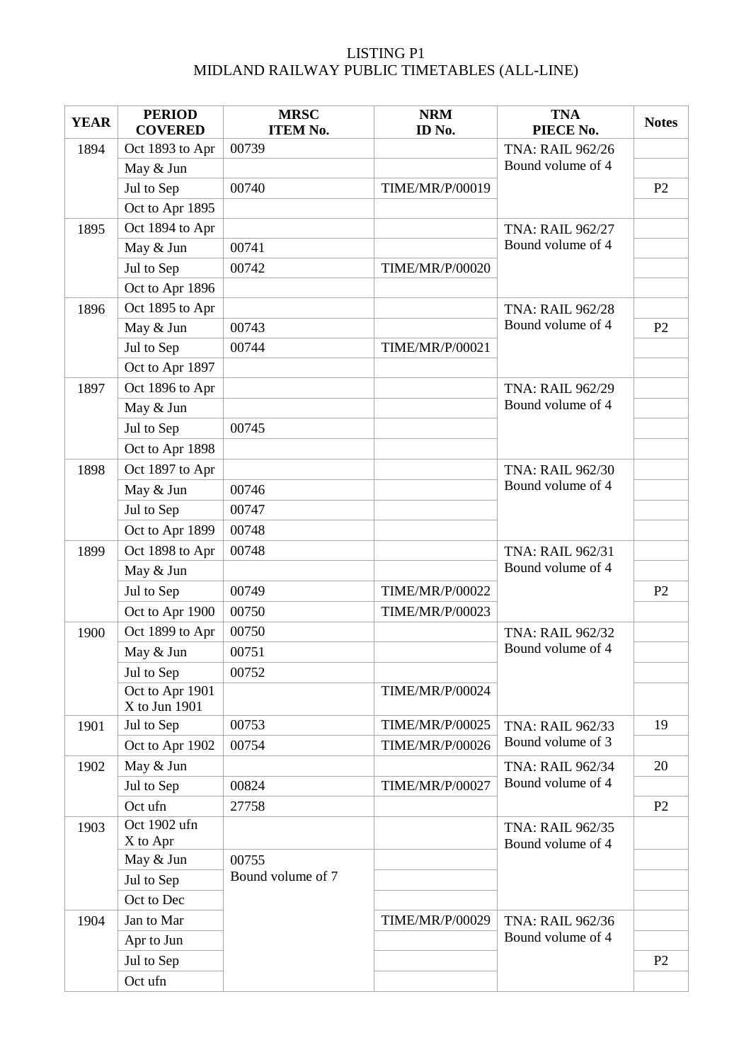# LISTING P1
## MIDLAND RAILWAY PUBLIC TIMETABLES (ALL-LINE)

| YEAR | PERIOD COVERED | MRSC ITEM No. | NRM ID No. | TNA PIECE No. | Notes |
|---|---|---|---|---|---|
| 1894 | Oct 1893 to Apr | 00739 | | TNA: RAIL 962/26 Bound volume of 4 | |
| | May & Jun | | | | |
| | Jul to Sep | 00740 | TIME/MR/P/00019 | | P2 |
| | Oct to Apr 1895 | | | | |
| 1895 | Oct 1894 to Apr | | | TNA: RAIL 962/27 Bound volume of 4 | |
| | May & Jun | 00741 | | | |
| | Jul to Sep | 00742 | TIME/MR/P/00020 | | |
| | Oct to Apr 1896 | | | | |
| 1896 | Oct 1895 to Apr | | | TNA: RAIL 962/28 Bound volume of 4 | |
| | May & Jun | 00743 | | | P2 |
| | Jul to Sep | 00744 | TIME/MR/P/00021 | | |
| | Oct to Apr 1897 | | | | |
| 1897 | Oct 1896 to Apr | | | TNA: RAIL 962/29 Bound volume of 4 | |
| | May & Jun | | | | |
| | Jul to Sep | 00745 | | | |
| | Oct to Apr 1898 | | | | |
| 1898 | Oct 1897 to Apr | | | TNA: RAIL 962/30 Bound volume of 4 | |
| | May & Jun | 00746 | | | |
| | Jul to Sep | 00747 | | | |
| | Oct to Apr 1899 | 00748 | | | |
| 1899 | Oct 1898 to Apr | 00748 | | TNA: RAIL 962/31 Bound volume of 4 | |
| | May & Jun | | | | |
| | Jul to Sep | 00749 | TIME/MR/P/00022 | | P2 |
| | Oct to Apr 1900 | 00750 | TIME/MR/P/00023 | | |
| 1900 | Oct 1899 to Apr | 00750 | | TNA: RAIL 962/32 Bound volume of 4 | |
| | May & Jun | 00751 | | | |
| | Jul to Sep | 00752 | | | |
| | Oct to Apr 1901 X to Jun 1901 | | TIME/MR/P/00024 | | |
| 1901 | Jul to Sep | 00753 | TIME/MR/P/00025 | TNA: RAIL 962/33 Bound volume of 3 | 19 |
| | Oct to Apr 1902 | 00754 | TIME/MR/P/00026 | | |
| 1902 | May & Jun | | | TNA: RAIL 962/34 Bound volume of 4 | 20 |
| | Jul to Sep | 00824 | TIME/MR/P/00027 | | |
| | Oct ufn | 27758 | | | P2 |
| 1903 | Oct 1902 ufn X to Apr | | | TNA: RAIL 962/35 Bound volume of 4 | |
| | May & Jun | 00755 Bound volume of 7 | | | |
| | Jul to Sep | | | | |
| | Oct to Dec | | | | |
| 1904 | Jan to Mar | | TIME/MR/P/00029 | TNA: RAIL 962/36 Bound volume of 4 | |
| | Apr to Jun | | | | |
| | Jul to Sep | | | | P2 |
| | Oct ufn | | | | |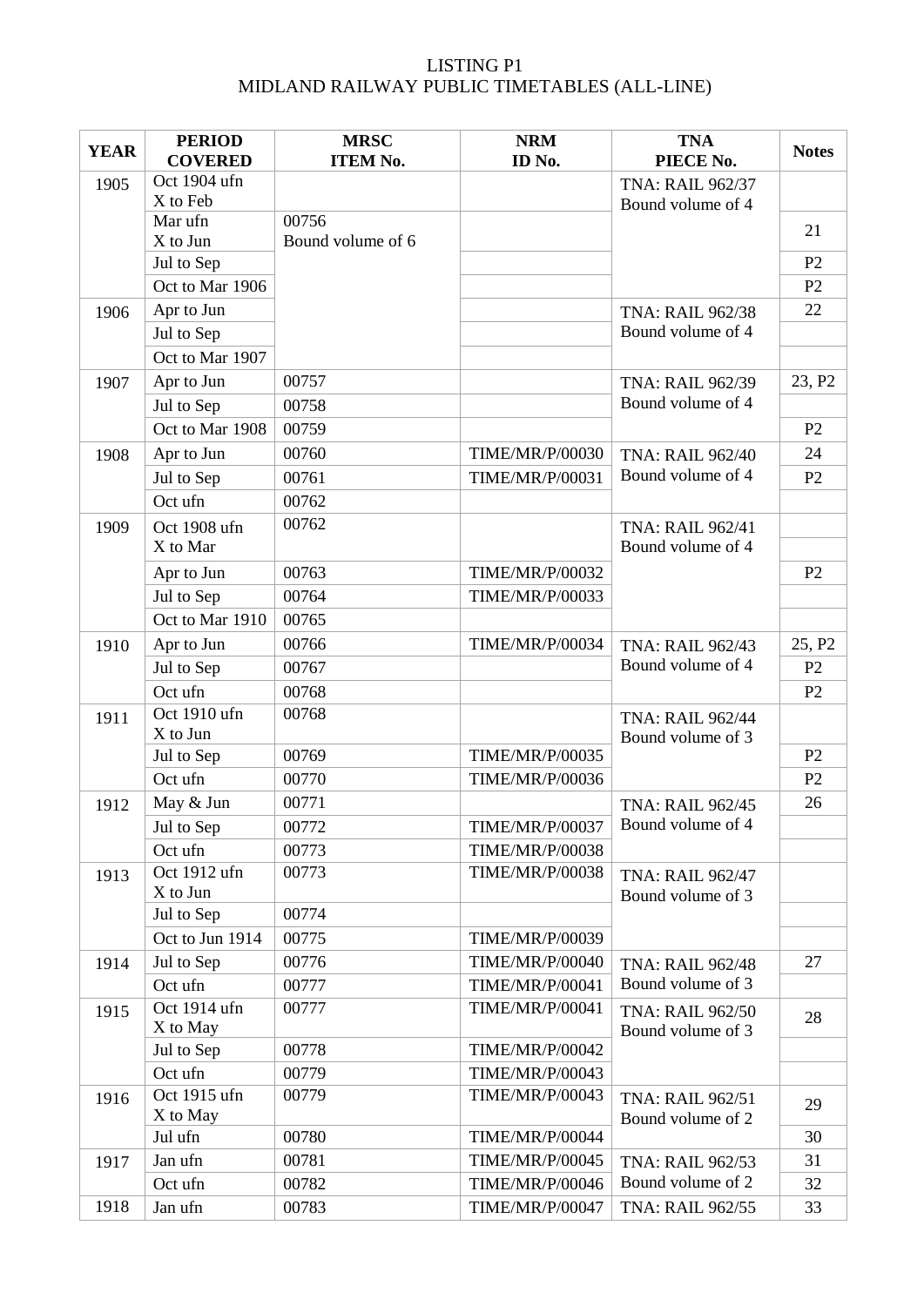# LISTING P1
## MIDLAND RAILWAY PUBLIC TIMETABLES (ALL-LINE)

| YEAR | PERIOD COVERED | MRSC ITEM No. | NRM ID No. | TNA PIECE No. | Notes |
|---|---|---|---|---|---|
| 1905 | Oct 1904 ufn X to Feb | | | TNA: RAIL 962/37 Bound volume of 4 | |
| | Mar ufn X to Jun | 00756 Bound volume of 6 | | | 21 |
| | Jul to Sep | | | | P2 |
| | Oct to Mar 1906 | | | | P2 |
| 1906 | Apr to Jun | | | TNA: RAIL 962/38 Bound volume of 4 | 22 |
| | Jul to Sep | | | | |
| | Oct to Mar 1907 | | | | |
| 1907 | Apr to Jun | 00757 | | TNA: RAIL 962/39 Bound volume of 4 | 23, P2 |
| | Jul to Sep | 00758 | | | |
| | Oct to Mar 1908 | 00759 | | | P2 |
| 1908 | Apr to Jun | 00760 | TIME/MR/P/00030 | TNA: RAIL 962/40 Bound volume of 4 | 24 |
| | Jul to Sep | 00761 | TIME/MR/P/00031 | | P2 |
| | Oct ufn | 00762 | | | |
| 1909 | Oct 1908 ufn X to Mar | 00762 | | TNA: RAIL 962/41 Bound volume of 4 | |
| | Apr to Jun | 00763 | TIME/MR/P/00032 | | P2 |
| | Jul to Sep | 00764 | TIME/MR/P/00033 | | |
| | Oct to Mar 1910 | 00765 | | | |
| 1910 | Apr to Jun | 00766 | TIME/MR/P/00034 | TNA: RAIL 962/43 Bound volume of 4 | 25, P2 |
| | Jul to Sep | 00767 | | | P2 |
| | Oct ufn | 00768 | | | P2 |
| 1911 | Oct 1910 ufn X to Jun | 00768 | | TNA: RAIL 962/44 Bound volume of 3 | |
| | Jul to Sep | 00769 | TIME/MR/P/00035 | | P2 |
| | Oct ufn | 00770 | TIME/MR/P/00036 | | P2 |
| 1912 | May & Jun | 00771 | | TNA: RAIL 962/45 Bound volume of 4 | 26 |
| | Jul to Sep | 00772 | TIME/MR/P/00037 | | |
| | Oct ufn | 00773 | TIME/MR/P/00038 | | |
| 1913 | Oct 1912 ufn X to Jun | 00773 | TIME/MR/P/00038 | TNA: RAIL 962/47 Bound volume of 3 | |
| | Jul to Sep | 00774 | | | |
| | Oct to Jun 1914 | 00775 | TIME/MR/P/00039 | | |
| 1914 | Jul to Sep | 00776 | TIME/MR/P/00040 | TNA: RAIL 962/48 Bound volume of 3 | 27 |
| | Oct ufn | 00777 | TIME/MR/P/00041 | | |
| 1915 | Oct 1914 ufn X to May | 00777 | TIME/MR/P/00041 | TNA: RAIL 962/50 Bound volume of 3 | 28 |
| | Jul to Sep | 00778 | TIME/MR/P/00042 | | |
| | Oct ufn | 00779 | TIME/MR/P/00043 | | |
| 1916 | Oct 1915 ufn X to May | 00779 | TIME/MR/P/00043 | TNA: RAIL 962/51 Bound volume of 2 | 29 |
| | Jul ufn | 00780 | TIME/MR/P/00044 | | 30 |
| 1917 | Jan ufn | 00781 | TIME/MR/P/00045 | TNA: RAIL 962/53 Bound volume of 2 | 31 |
| | Oct ufn | 00782 | TIME/MR/P/00046 | | 32 |
| 1918 | Jan ufn | 00783 | TIME/MR/P/00047 | TNA: RAIL 962/55 | 33 |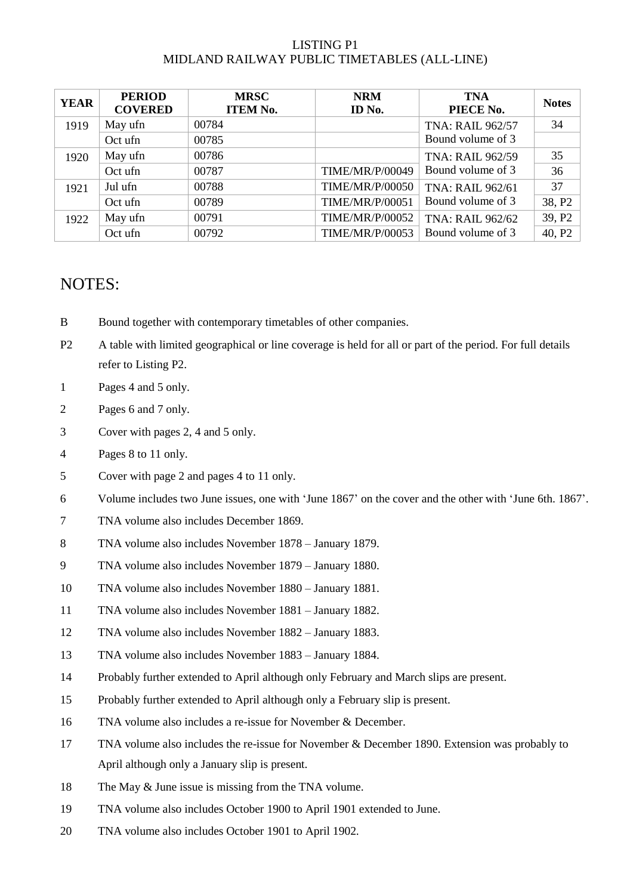LISTING P1
MIDLAND RAILWAY PUBLIC TIMETABLES (ALL-LINE)

| YEAR | PERIOD COVERED | MRSC ITEM No. | NRM ID No. | TNA PIECE No. | Notes |
|---|---|---|---|---|---|
| 1919 | May ufn | 00784 | | TNA: RAIL 962/57 | 34 |
| | Oct ufn | 00785 | | Bound volume of 3 | |
| 1920 | May ufn | 00786 | | TNA: RAIL 962/59 | 35 |
| | Oct ufn | 00787 | TIME/MR/P/00049 | Bound volume of 3 | 36 |
| 1921 | Jul ufn | 00788 | TIME/MR/P/00050 | TNA: RAIL 962/61 | 37 |
| | Oct ufn | 00789 | TIME/MR/P/00051 | Bound volume of 3 | 38, P2 |
| 1922 | May ufn | 00791 | TIME/MR/P/00052 | TNA: RAIL 962/62 | 39, P2 |
| | Oct ufn | 00792 | TIME/MR/P/00053 | Bound volume of 3 | 40, P2 |

# NOTES:

B Bound together with contemporary timetables of other companies.

P2 A table with limited geographical or line coverage is held for all or part of the period. For full details refer to Listing P2.

1 Pages 4 and 5 only.

2 Pages 6 and 7 only.

3 Cover with pages 2, 4 and 5 only.

4 Pages 8 to 11 only.

5 Cover with page 2 and pages 4 to 11 only.

6 Volume includes two June issues, one with 'June 1867' on the cover and the other with 'June 6th. 1867'.

7 TNA volume also includes December 1869.

8 TNA volume also includes November 1878 – January 1879.

9 TNA volume also includes November 1879 – January 1880.

10 TNA volume also includes November 1880 – January 1881.

11 TNA volume also includes November 1881 – January 1882.

12 TNA volume also includes November 1882 – January 1883.

13 TNA volume also includes November 1883 – January 1884.

14 Probably further extended to April although only February and March slips are present.

15 Probably further extended to April although only a February slip is present.

16 TNA volume also includes a re-issue for November & December.

17 TNA volume also includes the re-issue for November & December 1890. Extension was probably to April although only a January slip is present.

18 The May & June issue is missing from the TNA volume.

19 TNA volume also includes October 1900 to April 1901 extended to June.

20 TNA volume also includes October 1901 to April 1902.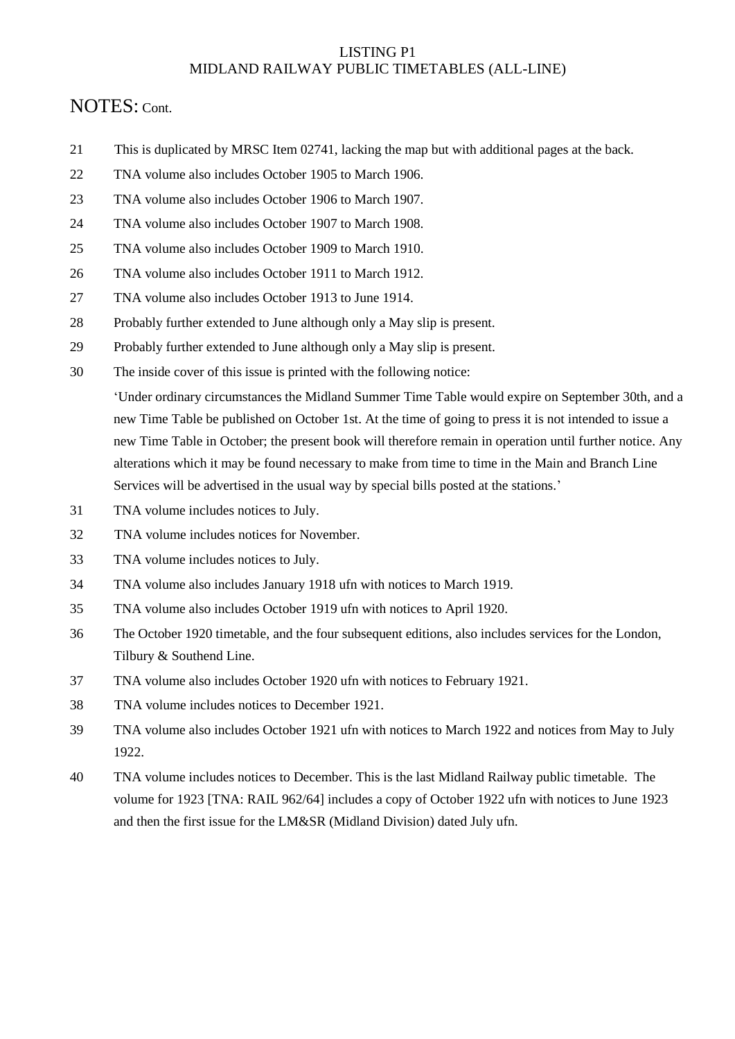LISTING P1
MIDLAND RAILWAY PUBLIC TIMETABLES (ALL-LINE)

# NOTES: Cont.

21 This is duplicated by MRSC Item 02741, lacking the map but with additional pages at the back.

22 TNA volume also includes October 1905 to March 1906.

23 TNA volume also includes October 1906 to March 1907.

24 TNA volume also includes October 1907 to March 1908.

25 TNA volume also includes October 1909 to March 1910.

26 TNA volume also includes October 1911 to March 1912.

27 TNA volume also includes October 1913 to June 1914.

28 Probably further extended to June although only a May slip is present.

29 Probably further extended to June although only a May slip is present.

30 The inside cover of this issue is printed with the following notice:

'Under ordinary circumstances the Midland Summer Time Table would expire on September 30th, and a new Time Table be published on October 1st. At the time of going to press it is not intended to issue a new Time Table in October; the present book will therefore remain in operation until further notice. Any alterations which it may be found necessary to make from time to time in the Main and Branch Line Services will be advertised in the usual way by special bills posted at the stations.'

31 TNA volume includes notices to July.

32 TNA volume includes notices for November.

33 TNA volume includes notices to July.

34 TNA volume also includes January 1918 ufn with notices to March 1919.

35 TNA volume also includes October 1919 ufn with notices to April 1920.

36 The October 1920 timetable, and the four subsequent editions, also includes services for the London, Tilbury & Southend Line.

37 TNA volume also includes October 1920 ufn with notices to February 1921.

38 TNA volume includes notices to December 1921.

39 TNA volume also includes October 1921 ufn with notices to March 1922 and notices from May to July 1922.

40 TNA volume includes notices to December. This is the last Midland Railway public timetable. The volume for 1923 [TNA: RAIL 962/64] includes a copy of October 1922 ufn with notices to June 1923 and then the first issue for the LM&SR (Midland Division) dated July ufn.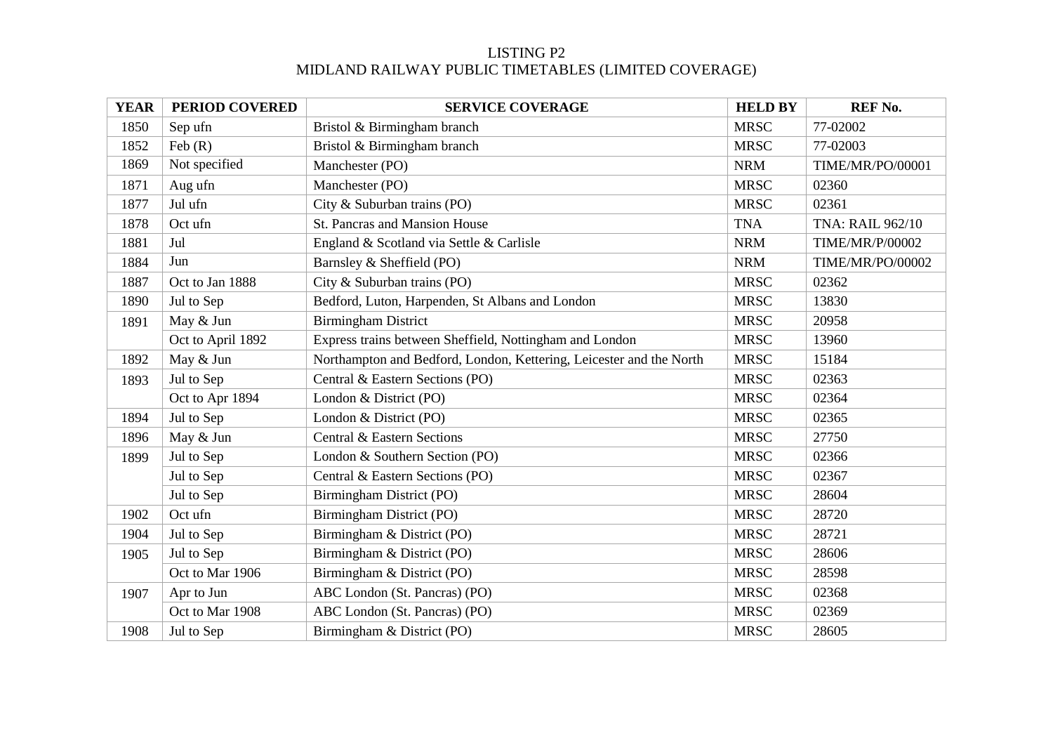LISTING P2

MIDLAND RAILWAY PUBLIC TIMETABLES (LIMITED COVERAGE)

| YEAR | PERIOD COVERED | SERVICE COVERAGE | HELD BY | REF No. |
|---|---|---|---|---|
| 1850 | Sep ufn | Bristol & Birmingham branch | MRSC | 77-02002 |
| 1852 | Feb (R) | Bristol & Birmingham branch | MRSC | 77-02003 |
| 1869 | Not specified | Manchester (PO) | NRM | TIME/MR/PO/00001 |
| 1871 | Aug ufn | Manchester (PO) | MRSC | 02360 |
| 1877 | Jul ufn | City & Suburban trains (PO) | MRSC | 02361 |
| 1878 | Oct ufn | St. Pancras and Mansion House | TNA | TNA: RAIL 962/10 |
| 1881 | Jul | England & Scotland via Settle & Carlisle | NRM | TIME/MR/P/00002 |
| 1884 | Jun | Barnsley & Sheffield (PO) | NRM | TIME/MR/PO/00002 |
| 1887 | Oct to Jan 1888 | City & Suburban trains (PO) | MRSC | 02362 |
| 1890 | Jul to Sep | Bedford, Luton, Harpenden, St Albans and London | MRSC | 13830 |
| 1891 | May & Jun | Birmingham District | MRSC | 20958 |
| | Oct to April 1892 | Express trains between Sheffield, Nottingham and London | MRSC | 13960 |
| 1892 | May & Jun | Northampton and Bedford, London, Kettering, Leicester and the North | MRSC | 15184 |
| 1893 | Jul to Sep | Central & Eastern Sections (PO) | MRSC | 02363 |
| | Oct to Apr 1894 | London & District (PO) | MRSC | 02364 |
| 1894 | Jul to Sep | London & District (PO) | MRSC | 02365 |
| 1896 | May & Jun | Central & Eastern Sections | MRSC | 27750 |
| 1899 | Jul to Sep | London & Southern Section (PO) | MRSC | 02366 |
| | Jul to Sep | Central & Eastern Sections (PO) | MRSC | 02367 |
| | Jul to Sep | Birmingham District (PO) | MRSC | 28604 |
| 1902 | Oct ufn | Birmingham District (PO) | MRSC | 28720 |
| 1904 | Jul to Sep | Birmingham & District (PO) | MRSC | 28721 |
| 1905 | Jul to Sep | Birmingham & District (PO) | MRSC | 28606 |
| | Oct to Mar 1906 | Birmingham & District (PO) | MRSC | 28598 |
| 1907 | Apr to Jun | ABC London (St. Pancras) (PO) | MRSC | 02368 |
| | Oct to Mar 1908 | ABC London (St. Pancras) (PO) | MRSC | 02369 |
| 1908 | Jul to Sep | Birmingham & District (PO) | MRSC | 28605 |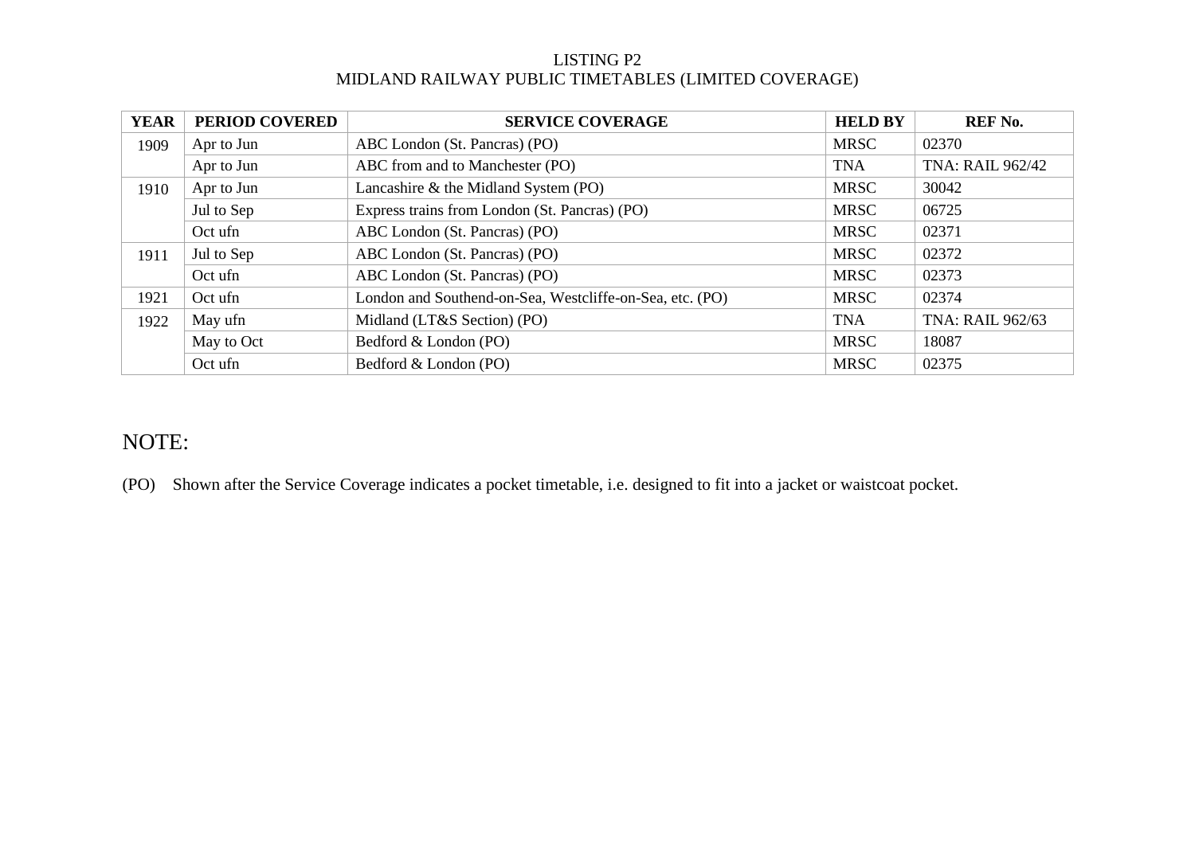# LISTING P2
## MIDLAND RAILWAY PUBLIC TIMETABLES (LIMITED COVERAGE)

| YEAR | PERIOD COVERED | SERVICE COVERAGE | HELD BY | REF No. |
|---|---|---|---|---|
| 1909 | Apr to Jun | ABC London (St. Pancras) (PO) | MRSC | 02370 |
| | Apr to Jun | ABC from and to Manchester (PO) | TNA | TNA: RAIL 962/42 |
| 1910 | Apr to Jun | Lancashire & the Midland System (PO) | MRSC | 30042 |
| | Jul to Sep | Express trains from London (St. Pancras) (PO) | MRSC | 06725 |
| | Oct ufn | ABC London (St. Pancras) (PO) | MRSC | 02371 |
| 1911 | Jul to Sep | ABC London (St. Pancras) (PO) | MRSC | 02372 |
| | Oct ufn | ABC London (St. Pancras) (PO) | MRSC | 02373 |
| 1921 | Oct ufn | London and Southend-on-Sea, Westcliffe-on-Sea, etc. (PO) | MRSC | 02374 |
| 1922 | May ufn | Midland (LT&S Section) (PO) | TNA | TNA: RAIL 962/63 |
| | May to Oct | Bedford & London (PO) | MRSC | 18087 |
| | Oct ufn | Bedford & London (PO) | MRSC | 02375 |

## NOTE:

(PO) Shown after the Service Coverage indicates a pocket timetable, i.e. designed to fit into a jacket or waistcoat pocket.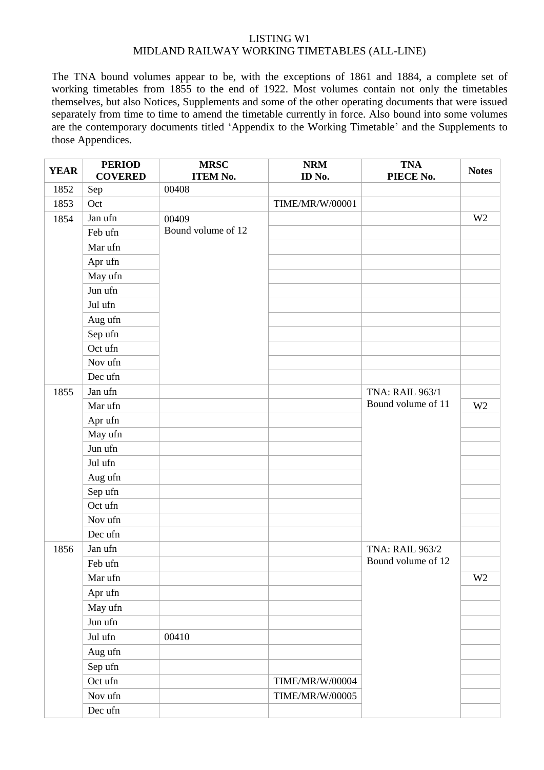LISTING W1
MIDLAND RAILWAY WORKING TIMETABLES (ALL-LINE)

The TNA bound volumes appear to be, with the exceptions of 1861 and 1884, a complete set of working timetables from 1855 to the end of 1922. Most volumes contain not only the timetables themselves, but also Notices, Supplements and some of the other operating documents that were issued separately from time to time to amend the timetable currently in force. Also bound into some volumes are the contemporary documents titled 'Appendix to the Working Timetable' and the Supplements to those Appendices.

| YEAR | PERIOD COVERED | MRSC ITEM No. | NRM ID No. | TNA PIECE No. | Notes |
|---|---|---|---|---|---|
| 1852 | Sep | 00408 | | | |
| 1853 | Oct | | TIME/MR/W/00001 | | |
| 1854 | Jan ufn | 00409 Bound volume of 12 | | | W2 |
| | Feb ufn | | | | |
| | Mar ufn | | | | |
| | Apr ufn | | | | |
| | May ufn | | | | |
| | Jun ufn | | | | |
| | Jul ufn | | | | |
| | Aug ufn | | | | |
| | Sep ufn | | | | |
| | Oct ufn | | | | |
| | Nov ufn | | | | |
| | Dec ufn | | | | |
| 1855 | Jan ufn | | | TNA: RAIL 963/1 Bound volume of 11 | |
| | Mar ufn | | | | W2 |
| | Apr ufn | | | | |
| | May ufn | | | | |
| | Jun ufn | | | | |
| | Jul ufn | | | | |
| | Aug ufn | | | | |
| | Sep ufn | | | | |
| | Oct ufn | | | | |
| | Nov ufn | | | | |
| | Dec ufn | | | | |
| 1856 | Jan ufn | | | TNA: RAIL 963/2 Bound volume of 12 | |
| | Feb ufn | | | | |
| | Mar ufn | | | | W2 |
| | Apr ufn | | | | |
| | May ufn | | | | |
| | Jun ufn | | | | |
| | Jul ufn | 00410 | | | |
| | Aug ufn | | | | |
| | Sep ufn | | | | |
| | Oct ufn | | TIME/MR/W/00004 | | |
| | Nov ufn | | TIME/MR/W/00005 | | |
| | Dec ufn | | | | |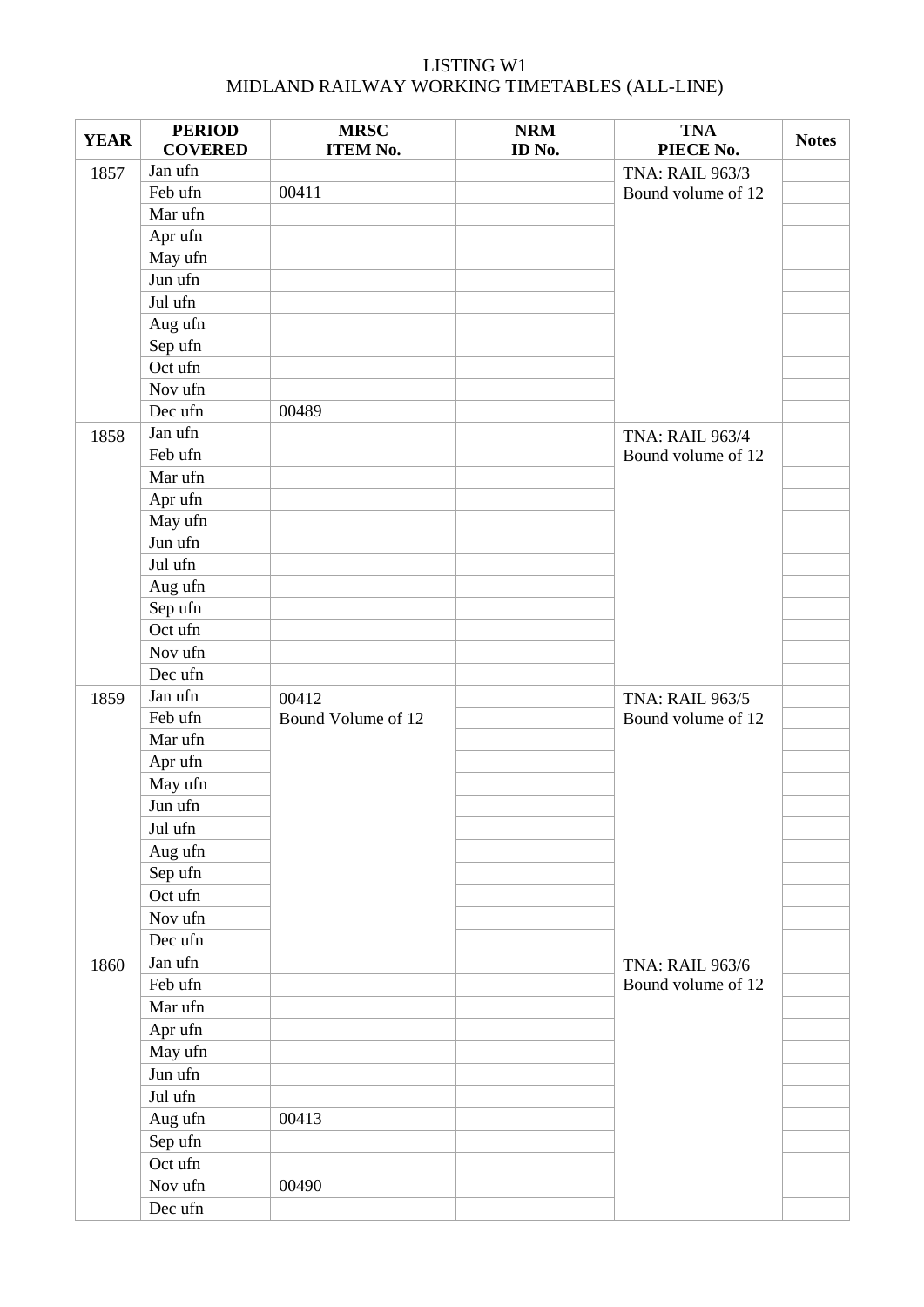# LISTING W1
# MIDLAND RAILWAY WORKING TIMETABLES (ALL-LINE)

| YEAR | PERIOD COVERED | MRSC ITEM No. | NRM ID No. | TNA PIECE No. | Notes |
|---|---|---|---|---|---|
| 1857 | Jan ufn | | | TNA: RAIL 963/3 Bound volume of 12 | |
| | Feb ufn | 00411 | | | |
| | Mar ufn | | | | |
| | Apr ufn | | | | |
| | May ufn | | | | |
| | Jun ufn | | | | |
| | Jul ufn | | | | |
| | Aug ufn | | | | |
| | Sep ufn | | | | |
| | Oct ufn | | | | |
| | Nov ufn | | | | |
| | Dec ufn | 00489 | | | |
| 1858 | Jan ufn | | | TNA: RAIL 963/4 Bound volume of 12 | |
| | Feb ufn | | | | |
| | Mar ufn | | | | |
| | Apr ufn | | | | |
| | May ufn | | | | |
| | Jun ufn | | | | |
| | Jul ufn | | | | |
| | Aug ufn | | | | |
| | Sep ufn | | | | |
| | Oct ufn | | | | |
| | Nov ufn | | | | |
| | Dec ufn | | | | |
| 1859 | Jan ufn | 00412 Bound Volume of 12 | | TNA: RAIL 963/5 Bound volume of 12 | |
| | Feb ufn | | | | |
| | Mar ufn | | | | |
| | Apr ufn | | | | |
| | May ufn | | | | |
| | Jun ufn | | | | |
| | Jul ufn | | | | |
| | Aug ufn | | | | |
| | Sep ufn | | | | |
| | Oct ufn | | | | |
| | Nov ufn | | | | |
| | Dec ufn | | | | |
| 1860 | Jan ufn | | | TNA: RAIL 963/6 Bound volume of 12 | |
| | Feb ufn | | | | |
| | Mar ufn | | | | |
| | Apr ufn | | | | |
| | May ufn | | | | |
| | Jun ufn | | | | |
| | Jul ufn | | | | |
| | Aug ufn | 00413 | | | |
| | Sep ufn | | | | |
| | Oct ufn | | | | |
| | Nov ufn | 00490 | | | |
| | Dec ufn | | | | |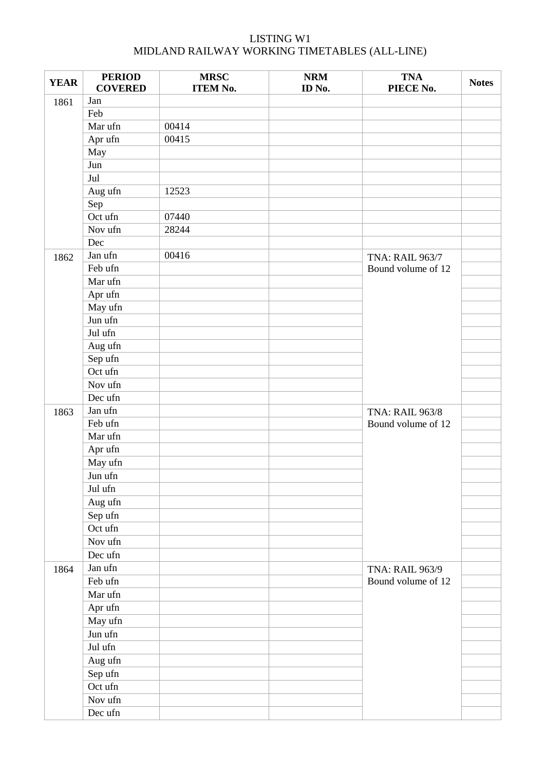LISTING W1
MIDLAND RAILWAY WORKING TIMETABLES (ALL-LINE)

| YEAR | PERIOD COVERED | MRSC ITEM No. | NRM ID No. | TNA PIECE No. | Notes |
|---|---|---|---|---|---|
| 1861 | Jan | | | | |
| | Feb | | | | |
| | Mar ufn | 00414 | | | |
| | Apr ufn | 00415 | | | |
| | May | | | | |
| | Jun | | | | |
| | Jul | | | | |
| | Aug ufn | 12523 | | | |
| | Sep | | | | |
| | Oct ufn | 07440 | | | |
| | Nov ufn | 28244 | | | |
| | Dec | | | | |
| 1862 | Jan ufn | 00416 | | TNA: RAIL 963/7 Bound volume of 12 | |
| | Feb ufn | | | | |
| | Mar ufn | | | | |
| | Apr ufn | | | | |
| | May ufn | | | | |
| | Jun ufn | | | | |
| | Jul ufn | | | | |
| | Aug ufn | | | | |
| | Sep ufn | | | | |
| | Oct ufn | | | | |
| | Nov ufn | | | | |
| | Dec ufn | | | | |
| 1863 | Jan ufn | | | TNA: RAIL 963/8 Bound volume of 12 | |
| | Feb ufn | | | | |
| | Mar ufn | | | | |
| | Apr ufn | | | | |
| | May ufn | | | | |
| | Jun ufn | | | | |
| | Jul ufn | | | | |
| | Aug ufn | | | | |
| | Sep ufn | | | | |
| | Oct ufn | | | | |
| | Nov ufn | | | | |
| | Dec ufn | | | | |
| 1864 | Jan ufn | | | TNA: RAIL 963/9 Bound volume of 12 | |
| | Feb ufn | | | | |
| | Mar ufn | | | | |
| | Apr ufn | | | | |
| | May ufn | | | | |
| | Jun ufn | | | | |
| | Jul ufn | | | | |
| | Aug ufn | | | | |
| | Sep ufn | | | | |
| | Oct ufn | | | | |
| | Nov ufn | | | | |
| | Dec ufn | | | | |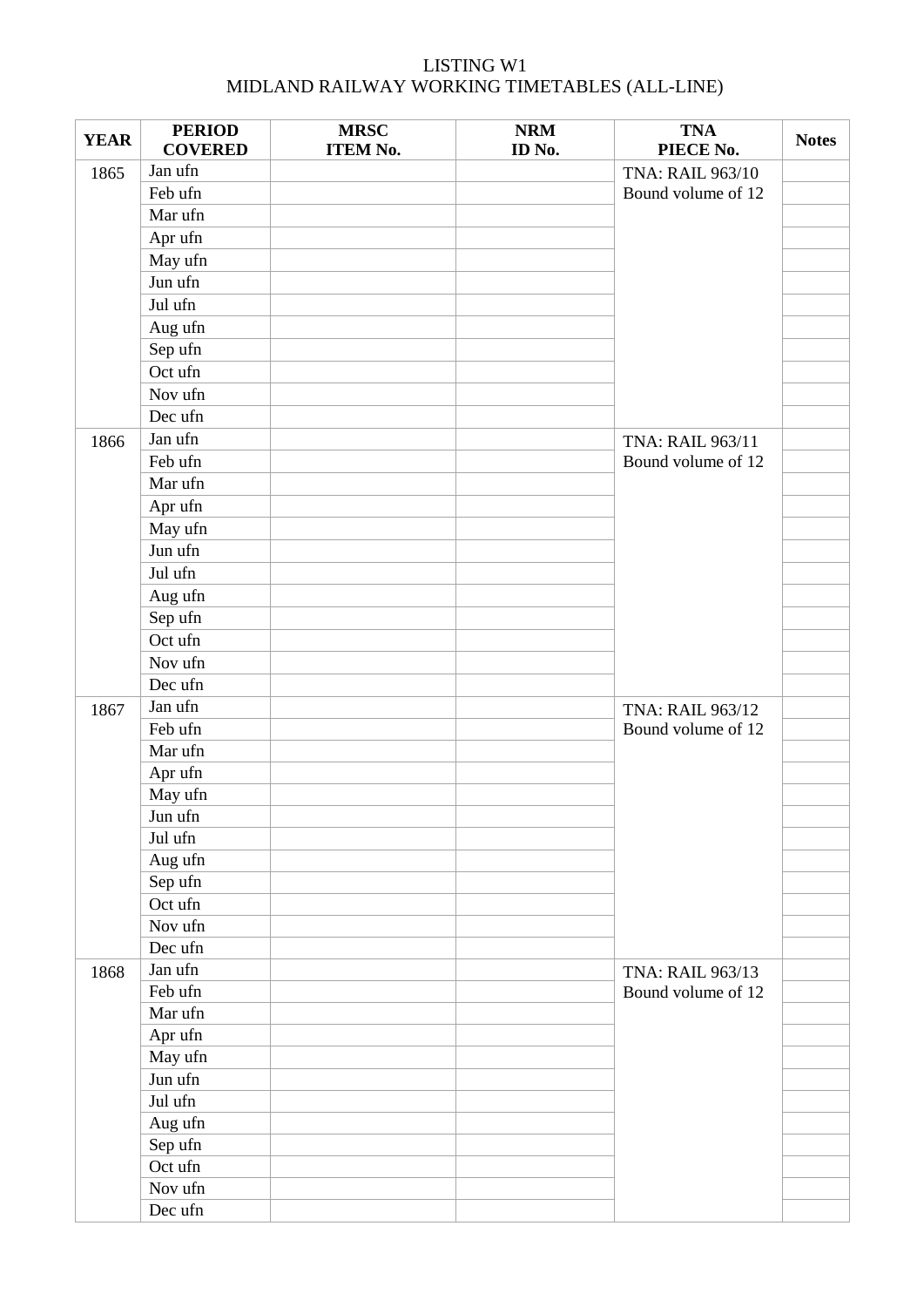# LISTING W1
## MIDLAND RAILWAY WORKING TIMETABLES (ALL-LINE)

| YEAR | PERIOD COVERED | MRSC ITEM No. | NRM ID No. | TNA PIECE No. | Notes |
|---|---|---|---|---|---|
| 1865 | Jan ufn | | | TNA: RAIL 963/10 Bound volume of 12 | |
| | Feb ufn | | | | |
| | Mar ufn | | | | |
| | Apr ufn | | | | |
| | May ufn | | | | |
| | Jun ufn | | | | |
| | Jul ufn | | | | |
| | Aug ufn | | | | |
| | Sep ufn | | | | |
| | Oct ufn | | | | |
| | Nov ufn | | | | |
| | Dec ufn | | | | |
| 1866 | Jan ufn | | | TNA: RAIL 963/11 Bound volume of 12 | |
| | Feb ufn | | | | |
| | Mar ufn | | | | |
| | Apr ufn | | | | |
| | May ufn | | | | |
| | Jun ufn | | | | |
| | Jul ufn | | | | |
| | Aug ufn | | | | |
| | Sep ufn | | | | |
| | Oct ufn | | | | |
| | Nov ufn | | | | |
| | Dec ufn | | | | |
| 1867 | Jan ufn | | | TNA: RAIL 963/12 Bound volume of 12 | |
| | Feb ufn | | | | |
| | Mar ufn | | | | |
| | Apr ufn | | | | |
| | May ufn | | | | |
| | Jun ufn | | | | |
| | Jul ufn | | | | |
| | Aug ufn | | | | |
| | Sep ufn | | | | |
| | Oct ufn | | | | |
| | Nov ufn | | | | |
| | Dec ufn | | | | |
| 1868 | Jan ufn | | | TNA: RAIL 963/13 Bound volume of 12 | |
| | Feb ufn | | | | |
| | Mar ufn | | | | |
| | Apr ufn | | | | |
| | May ufn | | | | |
| | Jun ufn | | | | |
| | Jul ufn | | | | |
| | Aug ufn | | | | |
| | Sep ufn | | | | |
| | Oct ufn | | | | |
| | Nov ufn | | | | |
| | Dec ufn | | | | |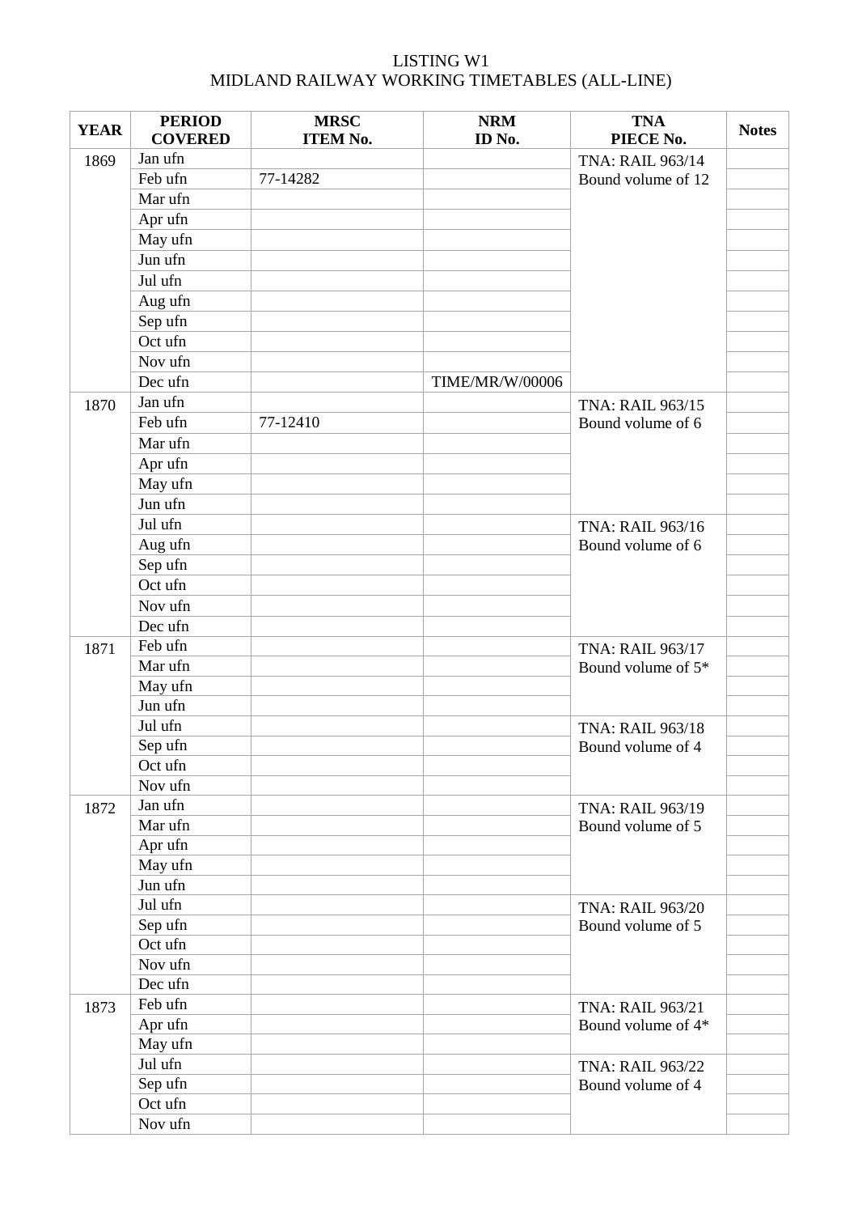# LISTING W1
# MIDLAND RAILWAY WORKING TIMETABLES (ALL-LINE)

| YEAR | PERIOD COVERED | MRSC ITEM No. | NRM ID No. | TNA PIECE No. | Notes |
|---|---|---|---|---|---|
| 1869 | Jan ufn | | | TNA: RAIL 963/14 Bound volume of 12 | |
| | Feb ufn | 77-14282 | | | |
| | Mar ufn | | | | |
| | Apr ufn | | | | |
| | May ufn | | | | |
| | Jun ufn | | | | |
| | Jul ufn | | | | |
| | Aug ufn | | | | |
| | Sep ufn | | | | |
| | Oct ufn | | | | |
| | Nov ufn | | | | |
| | Dec ufn | | TIME/MR/W/00006 | | |
| 1870 | Jan ufn | | | TNA: RAIL 963/15 Bound volume of 6 | |
| | Feb ufn | 77-12410 | | | |
| | Mar ufn | | | | |
| | Apr ufn | | | | |
| | May ufn | | | | |
| | Jun ufn | | | | |
| | Jul ufn | | | TNA: RAIL 963/16 Bound volume of 6 | |
| | Aug ufn | | | | |
| | Sep ufn | | | | |
| | Oct ufn | | | | |
| | Nov ufn | | | | |
| | Dec ufn | | | | |
| 1871 | Feb ufn | | | TNA: RAIL 963/17 Bound volume of 5* | |
| | Mar ufn | | | | |
| | May ufn | | | | |
| | Jun ufn | | | | |
| | Jul ufn | | | TNA: RAIL 963/18 Bound volume of 4 | |
| | Sep ufn | | | | |
| | Oct ufn | | | | |
| | Nov ufn | | | | |
| 1872 | Jan ufn | | | TNA: RAIL 963/19 Bound volume of 5 | |
| | Mar ufn | | | | |
| | Apr ufn | | | | |
| | May ufn | | | | |
| | Jun ufn | | | | |
| | Jul ufn | | | TNA: RAIL 963/20 Bound volume of 5 | |
| | Sep ufn | | | | |
| | Oct ufn | | | | |
| | Nov ufn | | | | |
| | Dec ufn | | | | |
| 1873 | Feb ufn | | | TNA: RAIL 963/21 Bound volume of 4* | |
| | Apr ufn | | | | |
| | May ufn | | | | |
| | Jul ufn | | | TNA: RAIL 963/22 Bound volume of 4 | |
| | Sep ufn | | | | |
| | Oct ufn | | | | |
| | Nov ufn | | | | |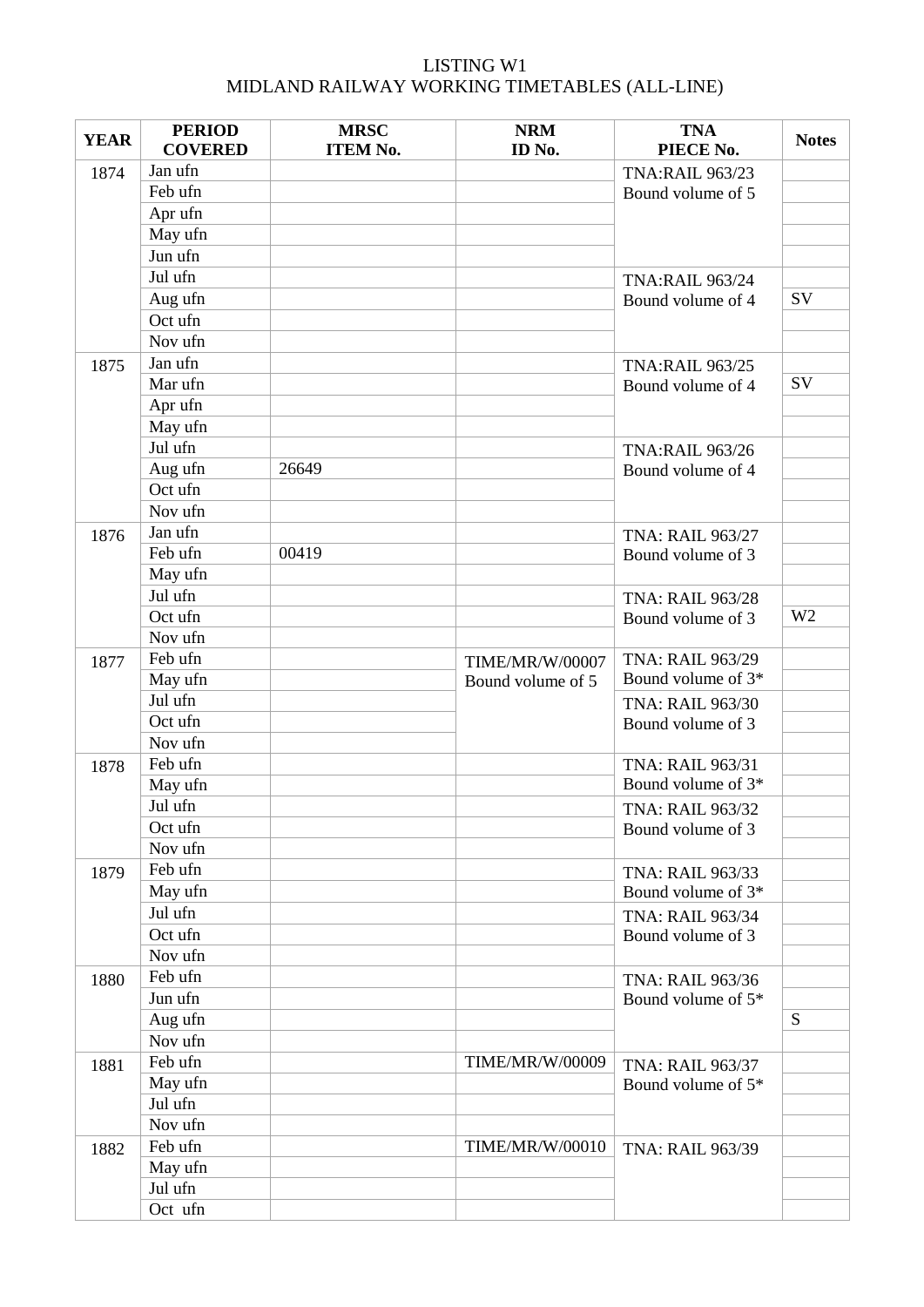LISTING W1
MIDLAND RAILWAY WORKING TIMETABLES (ALL-LINE)

| YEAR | PERIOD COVERED | MRSC ITEM No. | NRM ID No. | TNA PIECE No. | Notes |
|---|---|---|---|---|---|
| 1874 | Jan ufn | | | TNA:RAIL 963/23 Bound volume of 5 | |
| | Feb ufn | | | | |
| | Apr ufn | | | | |
| | May ufn | | | | |
| | Jun ufn | | | | |
| | Jul ufn | | | TNA:RAIL 963/24 Bound volume of 4 | |
| | Aug ufn | | | | SV |
| | Oct ufn | | | | |
| | Nov ufn | | | | |
| 1875 | Jan ufn | | | TNA:RAIL 963/25 Bound volume of 4 | |
| | Mar ufn | | | | SV |
| | Apr ufn | | | | |
| | May ufn | | | | |
| | Jul ufn | | | TNA:RAIL 963/26 Bound volume of 4 | |
| | Aug ufn | 26649 | | | |
| | Oct ufn | | | | |
| | Nov ufn | | | | |
| 1876 | Jan ufn | | | TNA: RAIL 963/27 Bound volume of 3 | |
| | Feb ufn | 00419 | | | |
| | May ufn | | | | |
| | Jul ufn | | | TNA: RAIL 963/28 Bound volume of 3 | |
| | Oct ufn | | | | W2 |
| | Nov ufn | | | | |
| 1877 | Feb ufn | | TIME/MR/W/00007 Bound volume of 5 | TNA: RAIL 963/29 Bound volume of 3* | |
| | May ufn | | | | |
| | Jul ufn | | | TNA: RAIL 963/30 Bound volume of 3 | |
| | Oct ufn | | | | |
| | Nov ufn | | | | |
| 1878 | Feb ufn | | | TNA: RAIL 963/31 Bound volume of 3* | |
| | May ufn | | | | |
| | Jul ufn | | | TNA: RAIL 963/32 Bound volume of 3 | |
| | Oct ufn | | | | |
| | Nov ufn | | | | |
| 1879 | Feb ufn | | | TNA: RAIL 963/33 Bound volume of 3* | |
| | May ufn | | | | |
| | Jul ufn | | | TNA: RAIL 963/34 Bound volume of 3 | |
| | Oct ufn | | | | |
| | Nov ufn | | | | |
| 1880 | Feb ufn | | | TNA: RAIL 963/36 Bound volume of 5* | |
| | Jun ufn | | | | |
| | Aug ufn | | | | S |
| | Nov ufn | | | | |
| 1881 | Feb ufn | | TIME/MR/W/00009 | TNA: RAIL 963/37 Bound volume of 5* | |
| | May ufn | | | | |
| | Jul ufn | | | | |
| | Nov ufn | | | | |
| 1882 | Feb ufn | | TIME/MR/W/00010 | TNA: RAIL 963/39 | |
| | May ufn | | | | |
| | Jul ufn | | | | |
| | Oct ufn | | | | |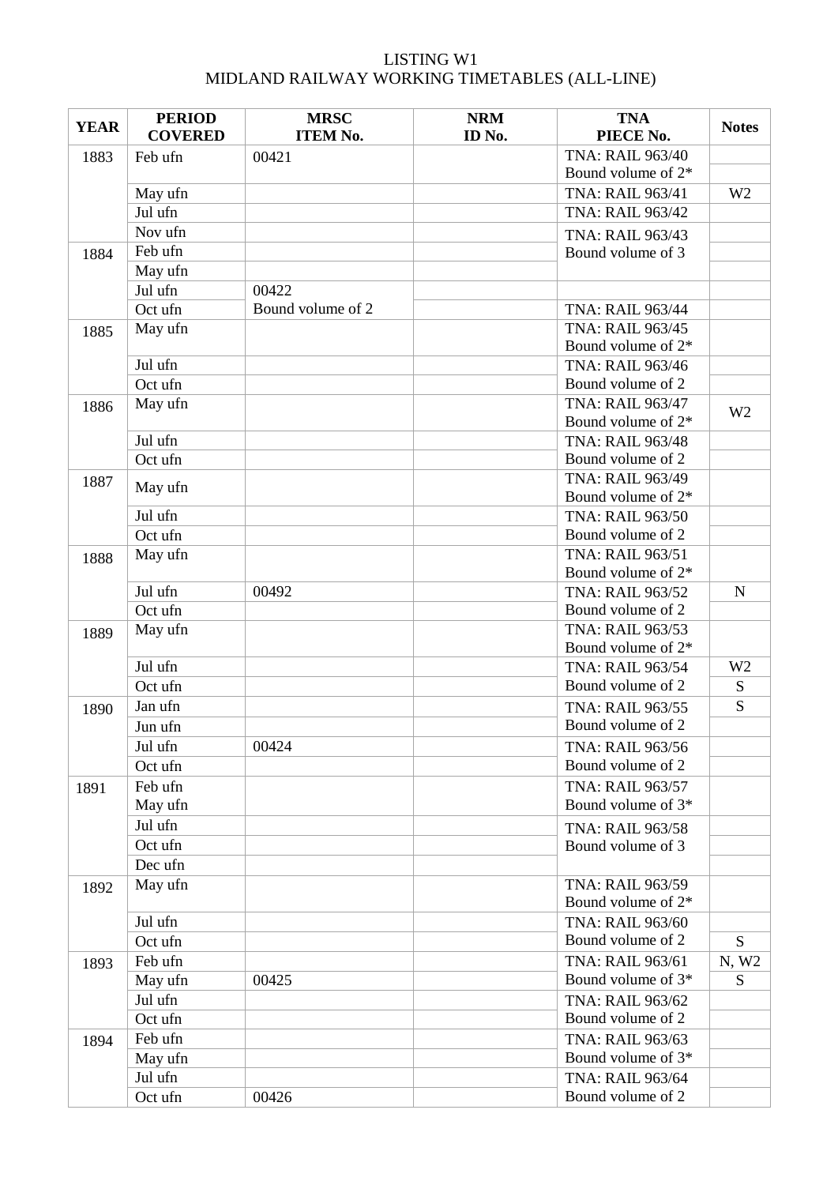# LISTING W1
## MIDLAND RAILWAY WORKING TIMETABLES (ALL-LINE)

| YEAR | PERIOD COVERED | MRSC ITEM No. | NRM ID No. | TNA PIECE No. | Notes |
|---|---|---|---|---|---|
| 1883 | Feb ufn | 00421 | | TNA: RAIL 963/40 Bound volume of 2* | |
| | May ufn | | | TNA: RAIL 963/41 | W2 |
| | Jul ufn | | | TNA: RAIL 963/42 | |
| | Nov ufn | | | TNA: RAIL 963/43 Bound volume of 3 | |
| 1884 | Feb ufn | | | | |
| | May ufn | | | | |
| | Jul ufn | 00422 Bound volume of 2 | | | |
| | Oct ufn | | | TNA: RAIL 963/44 | |
| 1885 | May ufn | | | TNA: RAIL 963/45 Bound volume of 2* | |
| | Jul ufn | | | TNA: RAIL 963/46 Bound volume of 2 | |
| | Oct ufn | | | | |
| 1886 | May ufn | | | TNA: RAIL 963/47 Bound volume of 2* | W2 |
| | Jul ufn | | | TNA: RAIL 963/48 Bound volume of 2 | |
| | Oct ufn | | | | |
| 1887 | May ufn | | | TNA: RAIL 963/49 Bound volume of 2* | |
| | Jul ufn | | | TNA: RAIL 963/50 Bound volume of 2 | |
| | Oct ufn | | | | |
| 1888 | May ufn | | | TNA: RAIL 963/51 Bound volume of 2* | |
| | Jul ufn | 00492 | | TNA: RAIL 963/52 Bound volume of 2 | N |
| | Oct ufn | | | | |
| 1889 | May ufn | | | TNA: RAIL 963/53 Bound volume of 2* | |
| | Jul ufn | | | TNA: RAIL 963/54 Bound volume of 2 | W2 |
| | Oct ufn | | | | S |
| 1890 | Jan ufn | | | TNA: RAIL 963/55 Bound volume of 2 | S |
| | Jun ufn | | | | |
| | Jul ufn | 00424 | | TNA: RAIL 963/56 Bound volume of 2 | |
| | Oct ufn | | | | |
| 1891 | Feb ufn May ufn | | | TNA: RAIL 963/57 Bound volume of 3* | |
| | Jul ufn | | | TNA: RAIL 963/58 Bound volume of 3 | |
| | Oct ufn | | | | |
| | Dec ufn | | | | |
| 1892 | May ufn | | | TNA: RAIL 963/59 Bound volume of 2* | |
| | Jul ufn | | | TNA: RAIL 963/60 Bound volume of 2 | |
| | Oct ufn | | | | S |
| 1893 | Feb ufn | | | TNA: RAIL 963/61 Bound volume of 3* | N, W2 |
| | May ufn | 00425 | | | S |
| | Jul ufn | | | TNA: RAIL 963/62 Bound volume of 2 | |
| | Oct ufn | | | | |
| 1894 | Feb ufn | | | TNA: RAIL 963/63 Bound volume of 3* | |
| | May ufn | | | | |
| | Jul ufn | | | TNA: RAIL 963/64 Bound volume of 2 | |
| | Oct ufn | 00426 | | | |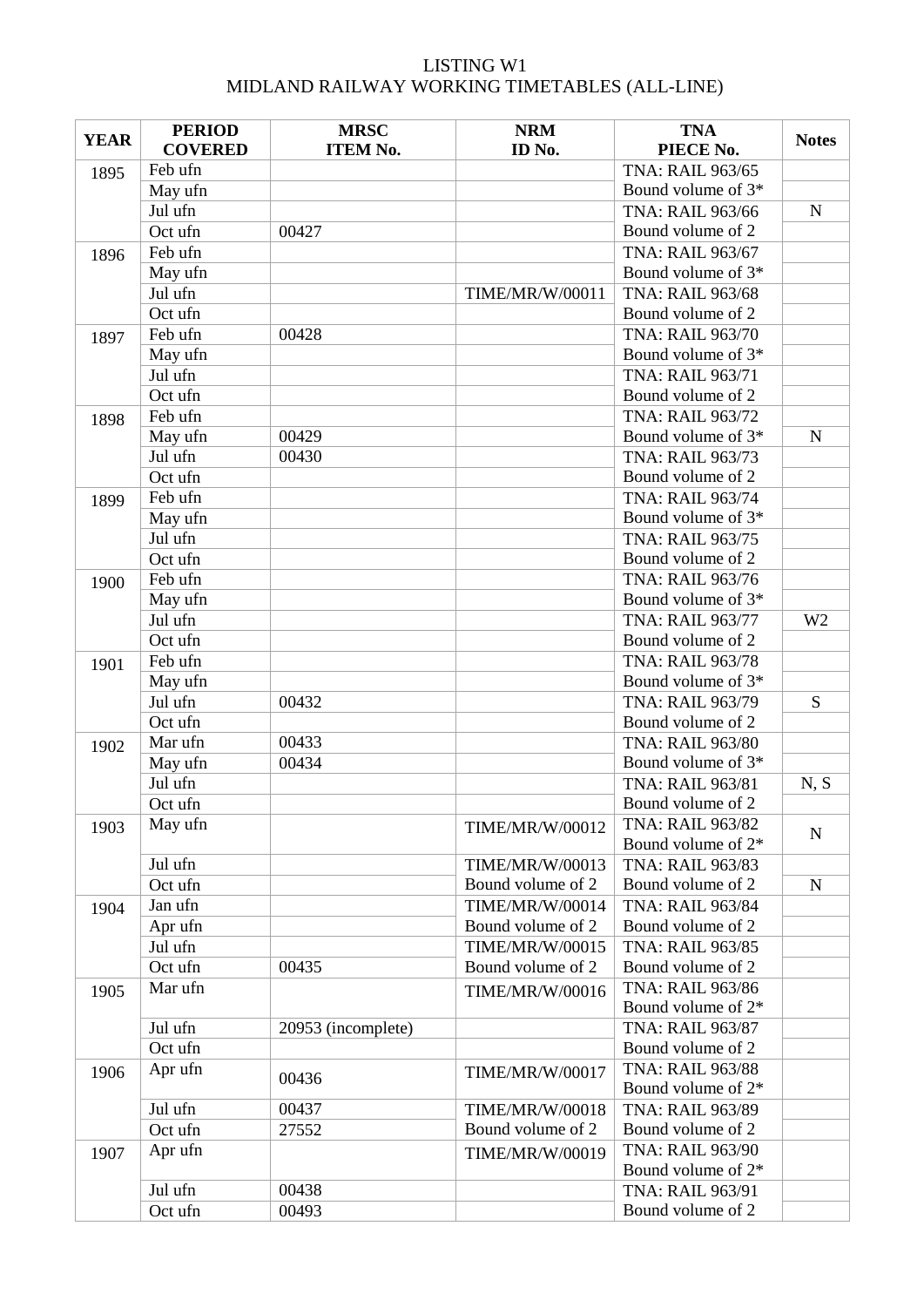# LISTING W1
## MIDLAND RAILWAY WORKING TIMETABLES (ALL-LINE)

| YEAR | PERIOD COVERED | MRSC ITEM No. | NRM ID No. | TNA PIECE No. | Notes |
|---|---|---|---|---|---|
| 1895 | Feb ufn | | | TNA: RAIL 963/65 | |
| | May ufn | | | Bound volume of 3* | |
| | Jul ufn | | | TNA: RAIL 963/66 | N |
| | Oct ufn | 00427 | | Bound volume of 2 | |
| 1896 | Feb ufn | | | TNA: RAIL 963/67 | |
| | May ufn | | | Bound volume of 3* | |
| | Jul ufn | | TIME/MR/W/00011 | TNA: RAIL 963/68 | |
| | Oct ufn | | | Bound volume of 2 | |
| 1897 | Feb ufn | 00428 | | TNA: RAIL 963/70 | |
| | May ufn | | | Bound volume of 3* | |
| | Jul ufn | | | TNA: RAIL 963/71 | |
| | Oct ufn | | | Bound volume of 2 | |
| 1898 | Feb ufn | | | TNA: RAIL 963/72 | |
| | May ufn | 00429 | | Bound volume of 3* | N |
| | Jul ufn | 00430 | | TNA: RAIL 963/73 | |
| | Oct ufn | | | Bound volume of 2 | |
| 1899 | Feb ufn | | | TNA: RAIL 963/74 | |
| | May ufn | | | Bound volume of 3* | |
| | Jul ufn | | | TNA: RAIL 963/75 | |
| | Oct ufn | | | Bound volume of 2 | |
| 1900 | Feb ufn | | | TNA: RAIL 963/76 | |
| | May ufn | | | Bound volume of 3* | |
| | Jul ufn | | | TNA: RAIL 963/77 | W2 |
| | Oct ufn | | | Bound volume of 2 | |
| 1901 | Feb ufn | | | TNA: RAIL 963/78 | |
| | May ufn | | | Bound volume of 3* | |
| | Jul ufn | 00432 | | TNA: RAIL 963/79 | S |
| | Oct ufn | | | Bound volume of 2 | |
| 1902 | Mar ufn | 00433 | | TNA: RAIL 963/80 | |
| | May ufn | 00434 | | Bound volume of 3* | |
| | Jul ufn | | | TNA: RAIL 963/81 | N, S |
| | Oct ufn | | | Bound volume of 2 | |
| 1903 | May ufn | | TIME/MR/W/00012 | TNA: RAIL 963/82 Bound volume of 2* | N |
| | Jul ufn | | TIME/MR/W/00013 | TNA: RAIL 963/83 | |
| | Oct ufn | | Bound volume of 2 | Bound volume of 2 | N |
| 1904 | Jan ufn | | TIME/MR/W/00014 | TNA: RAIL 963/84 | |
| | Apr ufn | | Bound volume of 2 | Bound volume of 2 | |
| | Jul ufn | | TIME/MR/W/00015 | TNA: RAIL 963/85 | |
| | Oct ufn | 00435 | Bound volume of 2 | Bound volume of 2 | |
| 1905 | Mar ufn | | TIME/MR/W/00016 | TNA: RAIL 963/86 Bound volume of 2* | |
| | Jul ufn | 20953 (incomplete) | | TNA: RAIL 963/87 | |
| | Oct ufn | | | Bound volume of 2 | |
| 1906 | Apr ufn | 00436 | TIME/MR/W/00017 | TNA: RAIL 963/88 Bound volume of 2* | |
| | Jul ufn | 00437 | TIME/MR/W/00018 | TNA: RAIL 963/89 | |
| | Oct ufn | 27552 | Bound volume of 2 | Bound volume of 2 | |
| 1907 | Apr ufn | | TIME/MR/W/00019 | TNA: RAIL 963/90 Bound volume of 2* | |
| | Jul ufn | 00438 | | TNA: RAIL 963/91 | |
| | Oct ufn | 00493 | | Bound volume of 2 | |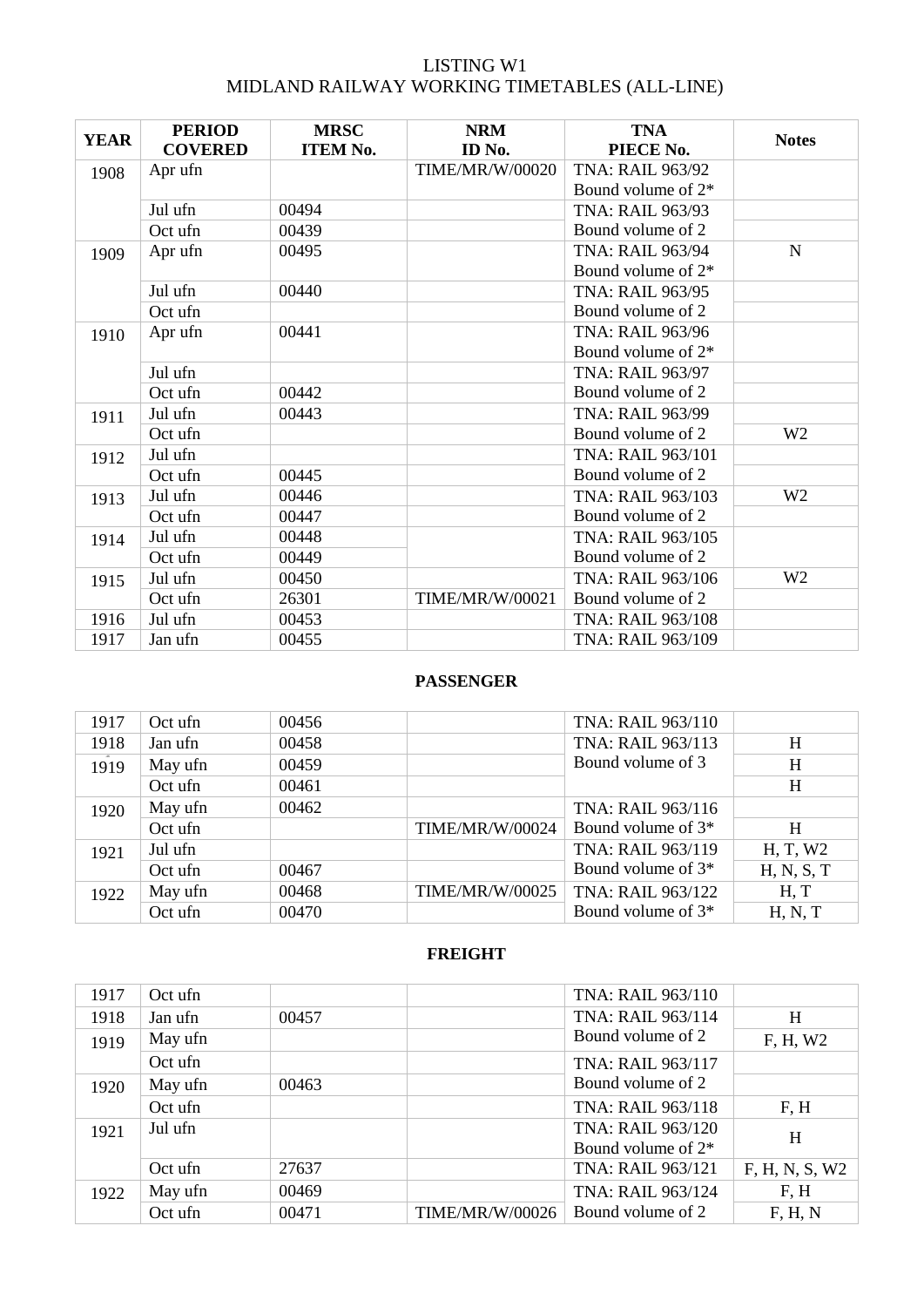# LISTING W1
## MIDLAND RAILWAY WORKING TIMETABLES (ALL-LINE)

| YEAR | PERIOD COVERED | MRSC ITEM No. | NRM ID No. | TNA PIECE No. | Notes |
|---|---|---|---|---|---|
| 1908 | Apr ufn | | TIME/MR/W/00020 | TNA: RAIL 963/92 Bound volume of 2* | |
| | Jul ufn | 00494 | | TNA: RAIL 963/93 | |
| | Oct ufn | 00439 | | Bound volume of 2 | |
| 1909 | Apr ufn | 00495 | | TNA: RAIL 963/94 Bound volume of 2* | N |
| | Jul ufn | 00440 | | TNA: RAIL 963/95 | |
| | Oct ufn | | | Bound volume of 2 | |
| 1910 | Apr ufn | 00441 | | TNA: RAIL 963/96 Bound volume of 2* | |
| | Jul ufn | | | TNA: RAIL 963/97 | |
| | Oct ufn | 00442 | | Bound volume of 2 | |
| 1911 | Jul ufn | 00443 | | TNA: RAIL 963/99 | |
| | Oct ufn | | | Bound volume of 2 | W2 |
| 1912 | Jul ufn | | | TNA: RAIL 963/101 | |
| | Oct ufn | 00445 | | Bound volume of 2 | |
| 1913 | Jul ufn | 00446 | | TNA: RAIL 963/103 | W2 |
| | Oct ufn | 00447 | | Bound volume of 2 | |
| 1914 | Jul ufn | 00448 | | TNA: RAIL 963/105 | |
| | Oct ufn | 00449 | | Bound volume of 2 | |
| 1915 | Jul ufn | 00450 | | TNA: RAIL 963/106 | W2 |
| | Oct ufn | 26301 | TIME/MR/W/00021 | Bound volume of 2 | |
| 1916 | Jul ufn | 00453 | | TNA: RAIL 963/108 | |
| 1917 | Jan ufn | 00455 | | TNA: RAIL 963/109 | |

### PASSENGER

| | | | | | |
|---|---|---|---|---|---|
| 1917 | Oct ufn | 00456 | | TNA: RAIL 963/110 | |
| 1918 | Jan ufn | 00458 | | TNA: RAIL 963/113 | H |
| 1919 | May ufn | 00459 | | Bound volume of 3 | H |
| | Oct ufn | 00461 | | | H |
| 1920 | May ufn | 00462 | | TNA: RAIL 963/116 | |
| | Oct ufn | | TIME/MR/W/00024 | Bound volume of 3* | H |
| 1921 | Jul ufn | | | TNA: RAIL 963/119 | H, T, W2 |
| | Oct ufn | 00467 | | Bound volume of 3* | H, N, S, T |
| 1922 | May ufn | 00468 | TIME/MR/W/00025 | TNA: RAIL 963/122 | H, T |
| | Oct ufn | 00470 | | Bound volume of 3* | H, N, T |

### FREIGHT

| | | | | | |
|---|---|---|---|---|---|
| 1917 | Oct ufn | | | TNA: RAIL 963/110 | |
| 1918 | Jan ufn | 00457 | | TNA: RAIL 963/114 | H |
| 1919 | May ufn | | | Bound volume of 2 | F, H, W2 |
| | Oct ufn | | | TNA: RAIL 963/117 | |
| 1920 | May ufn | 00463 | | Bound volume of 2 | |
| | Oct ufn | | | TNA: RAIL 963/118 | F, H |
| 1921 | Jul ufn | | | TNA: RAIL 963/120 Bound volume of 2* | H |
| | Oct ufn | 27637 | | TNA: RAIL 963/121 | F, H, N, S, W2 |
| 1922 | May ufn | 00469 | | TNA: RAIL 963/124 | F, H |
| | Oct ufn | 00471 | TIME/MR/W/00026 | Bound volume of 2 | F, H, N |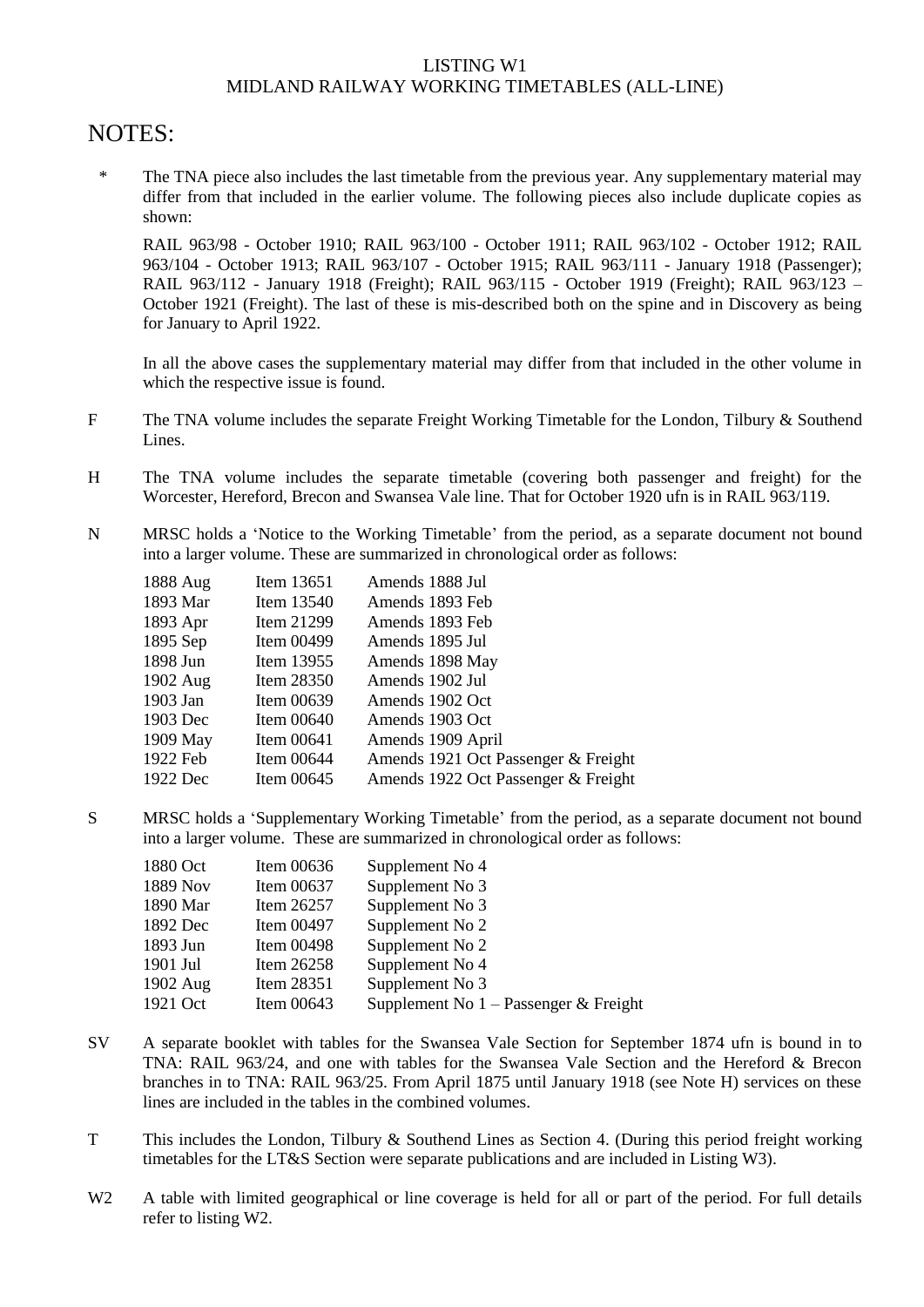LISTING W1
MIDLAND RAILWAY WORKING TIMETABLES (ALL-LINE)

# NOTES:

\* The TNA piece also includes the last timetable from the previous year. Any supplementary material may differ from that included in the earlier volume. The following pieces also include duplicate copies as shown:

RAIL 963/98 - October 1910; RAIL 963/100 - October 1911; RAIL 963/102 - October 1912; RAIL 963/104 - October 1913; RAIL 963/107 - October 1915; RAIL 963/111 - January 1918 (Passenger); RAIL 963/112 - January 1918 (Freight); RAIL 963/115 - October 1919 (Freight); RAIL 963/123 – October 1921 (Freight). The last of these is mis-described both on the spine and in Discovery as being for January to April 1922.

In all the above cases the supplementary material may differ from that included in the other volume in which the respective issue is found.

F The TNA volume includes the separate Freight Working Timetable for the London, Tilbury & Southend Lines.

H The TNA volume includes the separate timetable (covering both passenger and freight) for the Worcester, Hereford, Brecon and Swansea Vale line. That for October 1920 ufn is in RAIL 963/119.

N MRSC holds a 'Notice to the Working Timetable' from the period, as a separate document not bound into a larger volume. These are summarized in chronological order as follows:

| | | |
|---|---|---|
| 1888 Aug | Item 13651 | Amends 1888 Jul |
| 1893 Mar | Item 13540 | Amends 1893 Feb |
| 1893 Apr | Item 21299 | Amends 1893 Feb |
| 1895 Sep | Item 00499 | Amends 1895 Jul |
| 1898 Jun | Item 13955 | Amends 1898 May |
| 1902 Aug | Item 28350 | Amends 1902 Jul |
| 1903 Jan | Item 00639 | Amends 1902 Oct |
| 1903 Dec | Item 00640 | Amends 1903 Oct |
| 1909 May | Item 00641 | Amends 1909 April |
| 1922 Feb | Item 00644 | Amends 1921 Oct Passenger & Freight |
| 1922 Dec | Item 00645 | Amends 1922 Oct Passenger & Freight |

S MRSC holds a 'Supplementary Working Timetable' from the period, as a separate document not bound into a larger volume. These are summarized in chronological order as follows:

| | | |
|---|---|---|
| 1880 Oct | Item 00636 | Supplement No 4 |
| 1889 Nov | Item 00637 | Supplement No 3 |
| 1890 Mar | Item 26257 | Supplement No 3 |
| 1892 Dec | Item 00497 | Supplement No 2 |
| 1893 Jun | Item 00498 | Supplement No 2 |
| 1901 Jul | Item 26258 | Supplement No 4 |
| 1902 Aug | Item 28351 | Supplement No 3 |
| 1921 Oct | Item 00643 | Supplement No 1 – Passenger & Freight |

SV A separate booklet with tables for the Swansea Vale Section for September 1874 ufn is bound in to TNA: RAIL 963/24, and one with tables for the Swansea Vale Section and the Hereford & Brecon branches in to TNA: RAIL 963/25. From April 1875 until January 1918 (see Note H) services on these lines are included in the tables in the combined volumes.

T This includes the London, Tilbury & Southend Lines as Section 4. (During this period freight working timetables for the LT&S Section were separate publications and are included in Listing W3).

W2 A table with limited geographical or line coverage is held for all or part of the period. For full details refer to listing W2.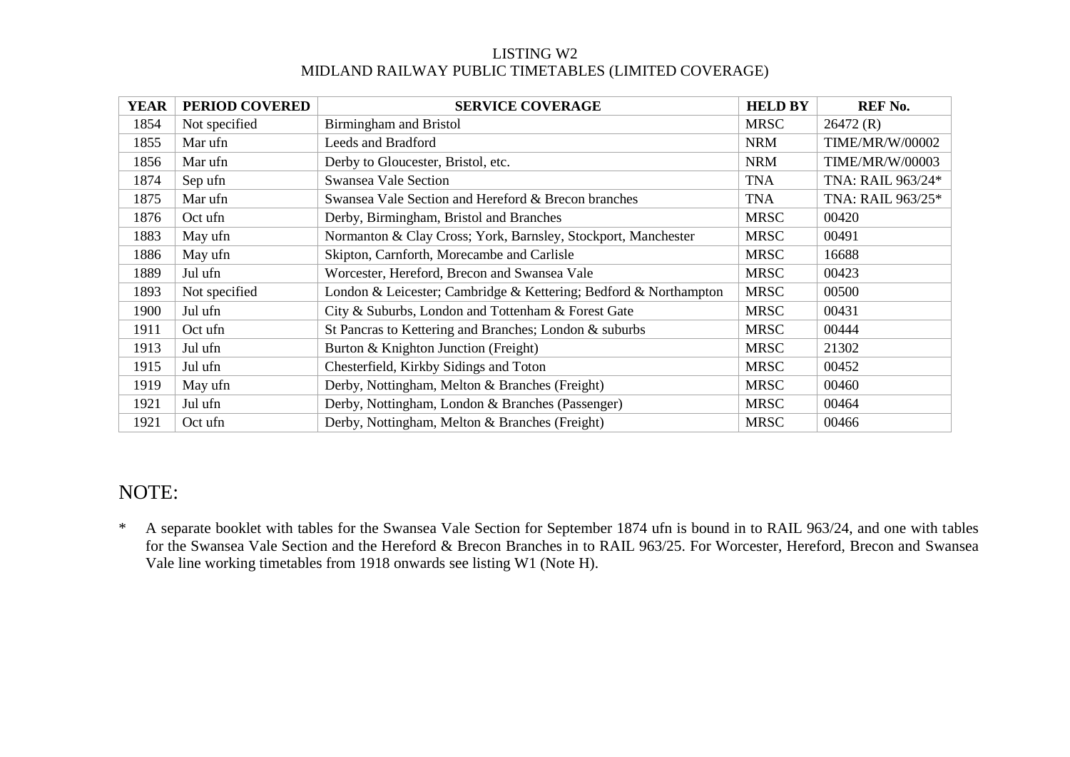# LISTING W2
## MIDLAND RAILWAY PUBLIC TIMETABLES (LIMITED COVERAGE)

| YEAR | PERIOD COVERED | SERVICE COVERAGE | HELD BY | REF No. |
|---|---|---|---|---|
| 1854 | Not specified | Birmingham and Bristol | MRSC | 26472 (R) |
| 1855 | Mar ufn | Leeds and Bradford | NRM | TIME/MR/W/00002 |
| 1856 | Mar ufn | Derby to Gloucester, Bristol, etc. | NRM | TIME/MR/W/00003 |
| 1874 | Sep ufn | Swansea Vale Section | TNA | TNA: RAIL 963/24* |
| 1875 | Mar ufn | Swansea Vale Section and Hereford & Brecon branches | TNA | TNA: RAIL 963/25* |
| 1876 | Oct ufn | Derby, Birmingham, Bristol and Branches | MRSC | 00420 |
| 1883 | May ufn | Normanton & Clay Cross; York, Barnsley, Stockport, Manchester | MRSC | 00491 |
| 1886 | May ufn | Skipton, Carnforth, Morecambe and Carlisle | MRSC | 16688 |
| 1889 | Jul ufn | Worcester, Hereford, Brecon and Swansea Vale | MRSC | 00423 |
| 1893 | Not specified | London & Leicester; Cambridge & Kettering; Bedford & Northampton | MRSC | 00500 |
| 1900 | Jul ufn | City & Suburbs, London and Tottenham & Forest Gate | MRSC | 00431 |
| 1911 | Oct ufn | St Pancras to Kettering and Branches; London & suburbs | MRSC | 00444 |
| 1913 | Jul ufn | Burton & Knighton Junction (Freight) | MRSC | 21302 |
| 1915 | Jul ufn | Chesterfield, Kirkby Sidings and Toton | MRSC | 00452 |
| 1919 | May ufn | Derby, Nottingham, Melton & Branches (Freight) | MRSC | 00460 |
| 1921 | Jul ufn | Derby, Nottingham, London & Branches (Passenger) | MRSC | 00464 |
| 1921 | Oct ufn | Derby, Nottingham, Melton & Branches (Freight) | MRSC | 00466 |

## NOTE:

\* A separate booklet with tables for the Swansea Vale Section for September 1874 ufn is bound in to RAIL 963/24, and one with tables for the Swansea Vale Section and the Hereford & Brecon Branches in to RAIL 963/25. For Worcester, Hereford, Brecon and Swansea Vale line working timetables from 1918 onwards see listing W1 (Note H).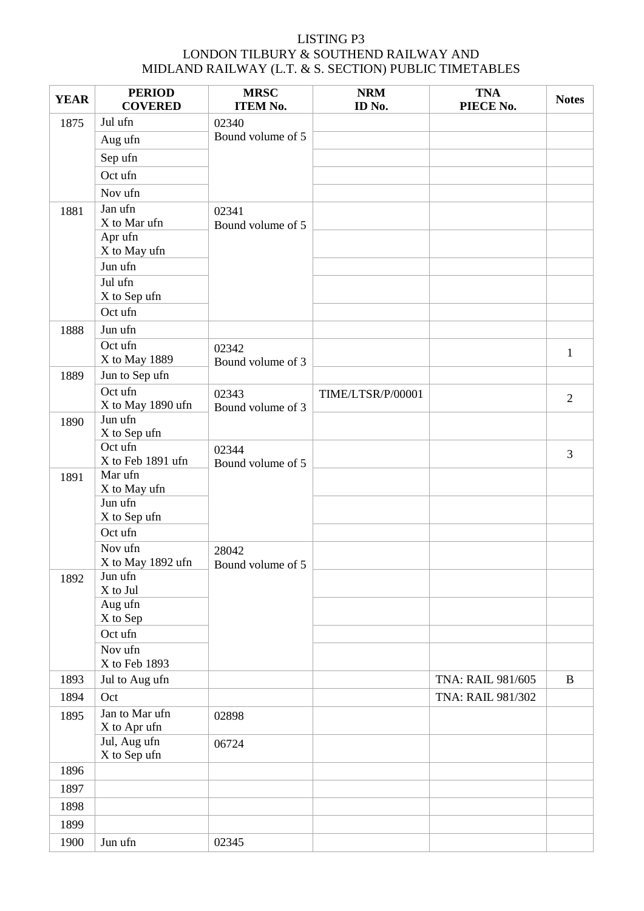LISTING P3
LONDON TILBURY & SOUTHEND RAILWAY AND
MIDLAND RAILWAY (L.T. & S. SECTION) PUBLIC TIMETABLES

| YEAR | PERIOD COVERED | MRSC ITEM No. | NRM ID No. | TNA PIECE No. | Notes |
|---|---|---|---|---|---|
| 1875 | Jul ufn | 02340 Bound volume of 5 | | | |
| | Aug ufn | | | | |
| | Sep ufn | | | | |
| | Oct ufn | | | | |
| | Nov ufn | | | | |
| 1881 | Jan ufn X to Mar ufn | 02341 Bound volume of 5 | | | |
| | Apr ufn X to May ufn | | | | |
| | Jun ufn | | | | |
| | Jul ufn X to Sep ufn | | | | |
| | Oct ufn | | | | |
| 1888 | Jun ufn | | | | |
| | Oct ufn X to May 1889 | 02342 Bound volume of 3 | | | 1 |
| 1889 | Jun to Sep ufn | | | | |
| | Oct ufn X to May 1890 ufn | 02343 Bound volume of 3 | TIME/LTSR/P/00001 | | 2 |
| 1890 | Jun ufn X to Sep ufn | | | | |
| | Oct ufn X to Feb 1891 ufn | 02344 Bound volume of 5 | | | 3 |
| 1891 | Mar ufn X to May ufn | | | | |
| | Jun ufn X to Sep ufn | | | | |
| | Oct ufn | | | | |
| | Nov ufn X to May 1892 ufn | 28042 Bound volume of 5 | | | |
| 1892 | Jun ufn X to Jul | | | | |
| | Aug ufn X to Sep | | | | |
| | Oct ufn | | | | |
| | Nov ufn X to Feb 1893 | | | | |
| 1893 | Jul to Aug ufn | | | TNA: RAIL 981/605 | B |
| 1894 | Oct | | | TNA: RAIL 981/302 | |
| 1895 | Jan to Mar ufn X to Apr ufn | 02898 | | | |
| | Jul, Aug ufn X to Sep ufn | 06724 | | | |
| 1896 | | | | | |
| 1897 | | | | | |
| 1898 | | | | | |
| 1899 | | | | | |
| 1900 | Jun ufn | 02345 | | | |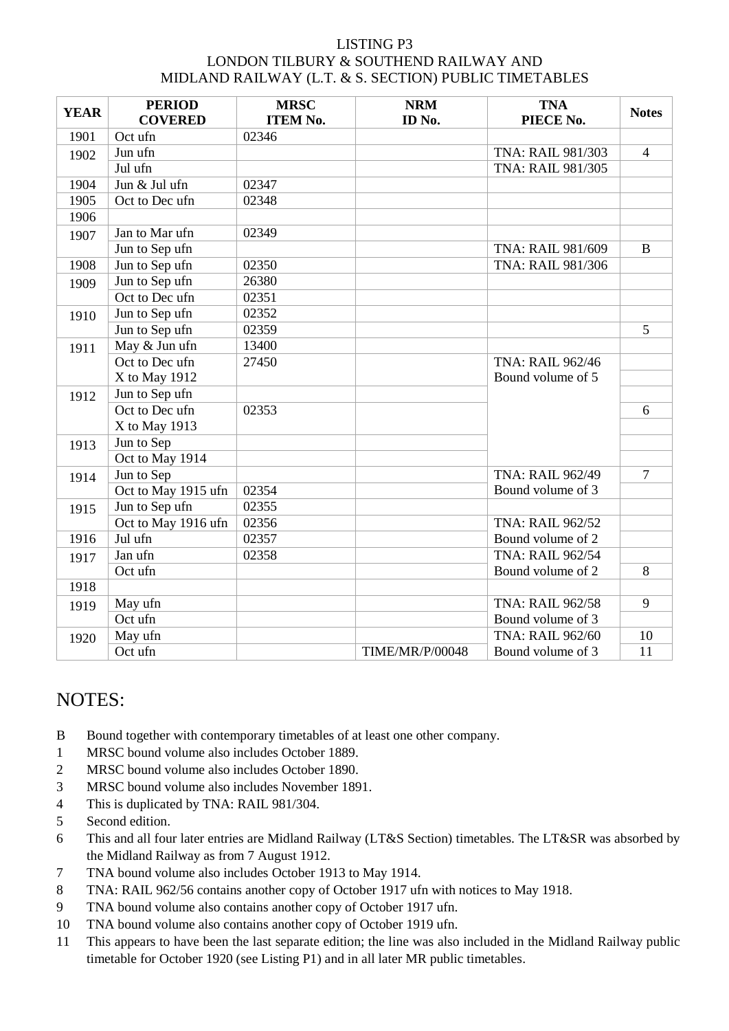LISTING P3
LONDON TILBURY & SOUTHEND RAILWAY AND
MIDLAND RAILWAY (L.T. & S. SECTION) PUBLIC TIMETABLES

| YEAR | PERIOD COVERED | MRSC ITEM No. | NRM ID No. | TNA PIECE No. | Notes |
|---|---|---|---|---|---|
| 1901 | Oct ufn | 02346 | | | |
| 1902 | Jun ufn | | | TNA: RAIL 981/303 | 4 |
| | Jul ufn | | | TNA: RAIL 981/305 | |
| 1904 | Jun & Jul ufn | 02347 | | | |
| 1905 | Oct to Dec ufn | 02348 | | | |
| 1906 | | | | | |
| 1907 | Jan to Mar ufn | 02349 | | | |
| | Jun to Sep ufn | | | TNA: RAIL 981/609 | B |
| 1908 | Jun to Sep ufn | 02350 | | TNA: RAIL 981/306 | |
| 1909 | Jun to Sep ufn | 26380 | | | |
| | Oct to Dec ufn | 02351 | | | |
| 1910 | Jun to Sep ufn | 02352 | | | |
| | Jun to Sep ufn | 02359 | | | 5 |
| 1911 | May & Jun ufn | 13400 | | | |
| | Oct to Dec ufn | 27450 | | TNA: RAIL 962/46 | |
| | X to May 1912 | | | Bound volume of 5 | |
| 1912 | Jun to Sep ufn | | | | |
| | Oct to Dec ufn | 02353 | | | 6 |
| | X to May 1913 | | | | |
| 1913 | Jun to Sep | | | | |
| | Oct to May 1914 | | | | |
| 1914 | Jun to Sep | | | TNA: RAIL 962/49 | 7 |
| | Oct to May 1915 ufn | 02354 | | Bound volume of 3 | |
| 1915 | Jun to Sep ufn | 02355 | | | |
| | Oct to May 1916 ufn | 02356 | | TNA: RAIL 962/52 | |
| 1916 | Jul ufn | 02357 | | Bound volume of 2 | |
| 1917 | Jan ufn | 02358 | | TNA: RAIL 962/54 | |
| | Oct ufn | | | Bound volume of 2 | 8 |
| 1918 | | | | | |
| 1919 | May ufn | | | TNA: RAIL 962/58 | 9 |
| | Oct ufn | | | Bound volume of 3 | |
| 1920 | May ufn | | | TNA: RAIL 962/60 | 10 |
| | Oct ufn | | TIME/MR/P/00048 | Bound volume of 3 | 11 |

# NOTES:

- B Bound together with contemporary timetables of at least one other company.
- 1 MRSC bound volume also includes October 1889.
- 2 MRSC bound volume also includes October 1890.
- 3 MRSC bound volume also includes November 1891.
- 4 This is duplicated by TNA: RAIL 981/304.
- 5 Second edition.
- 6 This and all four later entries are Midland Railway (LT&S Section) timetables. The LT&SR was absorbed by the Midland Railway as from 7 August 1912.
- 7 TNA bound volume also includes October 1913 to May 1914.
- 8 TNA: RAIL 962/56 contains another copy of October 1917 ufn with notices to May 1918.
- 9 TNA bound volume also contains another copy of October 1917 ufn.
- 10 TNA bound volume also contains another copy of October 1919 ufn.
- 11 This appears to have been the last separate edition; the line was also included in the Midland Railway public timetable for October 1920 (see Listing P1) and in all later MR public timetables.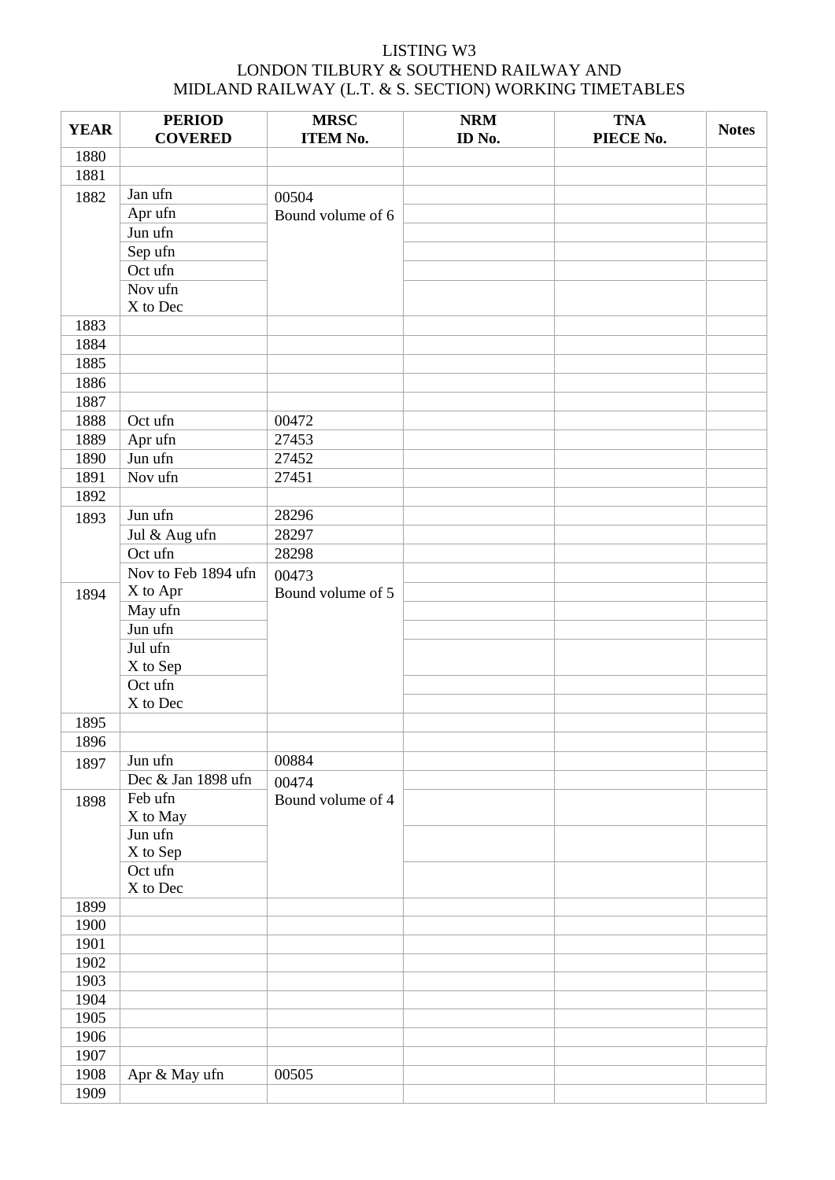# LISTING W3
## LONDON TILBURY & SOUTHEND RAILWAY AND MIDLAND RAILWAY (L.T. & S. SECTION) WORKING TIMETABLES

| YEAR | PERIOD COVERED | MRSC ITEM No. | NRM ID No. | TNA PIECE No. | Notes |
|---|---|---|---|---|---|
| 1880 | | | | | |
| 1881 | | | | | |
| 1882 | Jan ufn | 00504 Bound volume of 6 | | | |
| | Apr ufn | | | | |
| | Jun ufn | | | | |
| | Sep ufn | | | | |
| | Oct ufn | | | | |
| | Nov ufn X to Dec | | | | |
| 1883 | | | | | |
| 1884 | | | | | |
| 1885 | | | | | |
| 1886 | | | | | |
| 1887 | | | | | |
| 1888 | Oct ufn | 00472 | | | |
| 1889 | Apr ufn | 27453 | | | |
| 1890 | Jun ufn | 27452 | | | |
| 1891 | Nov ufn | 27451 | | | |
| 1892 | | | | | |
| 1893 | Jun ufn | 28296 | | | |
| | Jul & Aug ufn | 28297 | | | |
| | Oct ufn | 28298 | | | |
| | Nov to Feb 1894 ufn | 00473 Bound volume of 5 | | | |
| 1894 | X to Apr | | | | |
| | May ufn | | | | |
| | Jun ufn | | | | |
| | Jul ufn X to Sep | | | | |
| | Oct ufn X to Dec | | | | |
| 1895 | | | | | |
| 1896 | | | | | |
| 1897 | Jun ufn | 00884 | | | |
| | Dec & Jan 1898 ufn | 00474 Bound volume of 4 | | | |
| 1898 | Feb ufn X to May | | | | |
| | Jun ufn X to Sep | | | | |
| | Oct ufn X to Dec | | | | |
| 1899 | | | | | |
| 1900 | | | | | |
| 1901 | | | | | |
| 1902 | | | | | |
| 1903 | | | | | |
| 1904 | | | | | |
| 1905 | | | | | |
| 1906 | | | | | |
| 1907 | | | | | |
| 1908 | Apr & May ufn | 00505 | | | |
| 1909 | | | | | |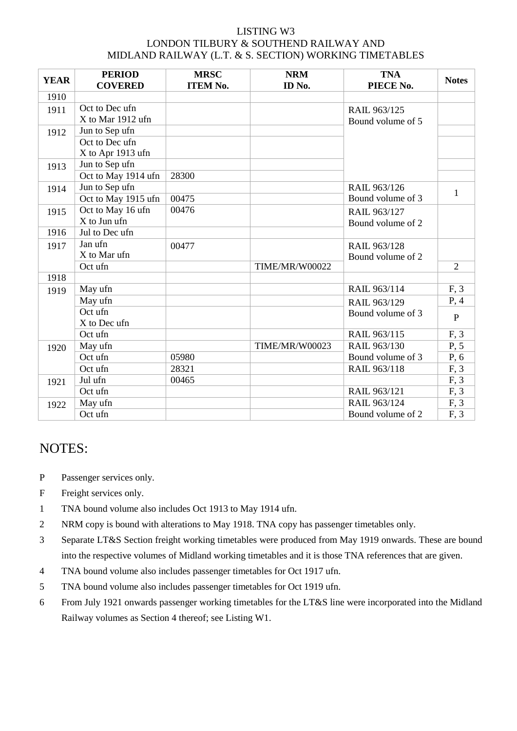LISTING W3
LONDON TILBURY & SOUTHEND RAILWAY AND
MIDLAND RAILWAY (L.T. & S. SECTION) WORKING TIMETABLES

| YEAR | PERIOD COVERED | MRSC ITEM No. | NRM ID No. | TNA PIECE No. | Notes |
|---|---|---|---|---|---|
| 1910 | | | | | |
| 1911 | Oct to Dec ufn<br>X to Mar 1912 ufn | | | RAIL 963/125<br>Bound volume of 5 | |
| 1912 | Jun to Sep ufn | | | | |
| | Oct to Dec ufn<br>X to Apr 1913 ufn | | | | |
| 1913 | Jun to Sep ufn | | | | |
| | Oct to May 1914 ufn | 28300 | | | |
| 1914 | Jun to Sep ufn | | | RAIL 963/126 | 1 |
| | Oct to May 1915 ufn | 00475 | | Bound volume of 3 | |
| 1915 | Oct to May 16 ufn<br>X to Jun ufn | 00476 | | RAIL 963/127<br>Bound volume of 2 | |
| 1916 | Jul to Dec ufn | | | | |
| 1917 | Jan ufn<br>X to Mar ufn | 00477 | | RAIL 963/128<br>Bound volume of 2 | |
| | Oct ufn | | TIME/MR/W00022 | | 2 |
| 1918 | | | | | |
| 1919 | May ufn | | | RAIL 963/114 | F, 3 |
| | May ufn | | | RAIL 963/129 | P, 4 |
| | Oct ufn<br>X to Dec ufn | | | Bound volume of 3 | P |
| | Oct ufn | | | RAIL 963/115 | F, 3 |
| 1920 | May ufn | | TIME/MR/W00023 | RAIL 963/130 | P, 5 |
| | Oct ufn | 05980 | | Bound volume of 3 | P, 6 |
| | Oct ufn | 28321 | | RAIL 963/118 | F, 3 |
| 1921 | Jul ufn | 00465 | | | F, 3 |
| | Oct ufn | | | RAIL 963/121 | F, 3 |
| 1922 | May ufn | | | RAIL 963/124 | F, 3 |
| | Oct ufn | | | Bound volume of 2 | F, 3 |

# NOTES:

P Passenger services only.

F Freight services only.

1 TNA bound volume also includes Oct 1913 to May 1914 ufn.

2 NRM copy is bound with alterations to May 1918. TNA copy has passenger timetables only.

3 Separate LT&S Section freight working timetables were produced from May 1919 onwards. These are bound into the respective volumes of Midland working timetables and it is those TNA references that are given.

4 TNA bound volume also includes passenger timetables for Oct 1917 ufn.

5 TNA bound volume also includes passenger timetables for Oct 1919 ufn.

6 From July 1921 onwards passenger working timetables for the LT&S line were incorporated into the Midland Railway volumes as Section 4 thereof; see Listing W1.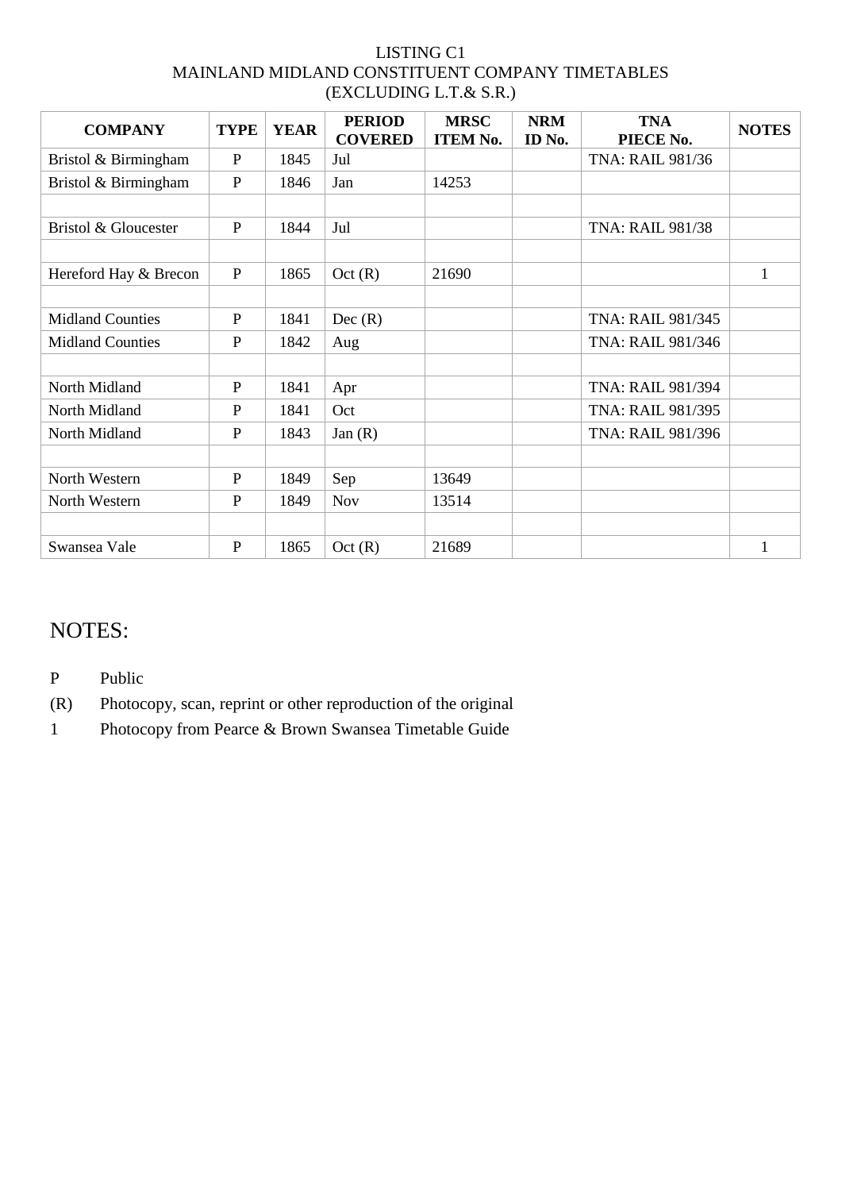LISTING C1
MAINLAND MIDLAND CONSTITUENT COMPANY TIMETABLES
(EXCLUDING L.T.& S.R.)

| COMPANY | TYPE | YEAR | PERIOD COVERED | MRSC ITEM No. | NRM ID No. | TNA PIECE No. | NOTES |
|---|---|---|---|---|---|---|---|
| Bristol & Birmingham | P | 1845 | Jul | | | TNA: RAIL 981/36 | |
| Bristol & Birmingham | P | 1846 | Jan | 14253 | | | |
| | | | | | | | |
| Bristol & Gloucester | P | 1844 | Jul | | | TNA: RAIL 981/38 | |
| | | | | | | | |
| Hereford Hay & Brecon | P | 1865 | Oct (R) | 21690 | | | 1 |
| | | | | | | | |
| Midland Counties | P | 1841 | Dec (R) | | | TNA: RAIL 981/345 | |
| Midland Counties | P | 1842 | Aug | | | TNA: RAIL 981/346 | |
| | | | | | | | |
| North Midland | P | 1841 | Apr | | | TNA: RAIL 981/394 | |
| North Midland | P | 1841 | Oct | | | TNA: RAIL 981/395 | |
| North Midland | P | 1843 | Jan (R) | | | TNA: RAIL 981/396 | |
| | | | | | | | |
| North Western | P | 1849 | Sep | 13649 | | | |
| North Western | P | 1849 | Nov | 13514 | | | |
| | | | | | | | |
| Swansea Vale | P | 1865 | Oct (R) | 21689 | | | 1 |

## NOTES:

P Public

(R) Photocopy, scan, reprint or other reproduction of the original

1 Photocopy from Pearce & Brown Swansea Timetable Guide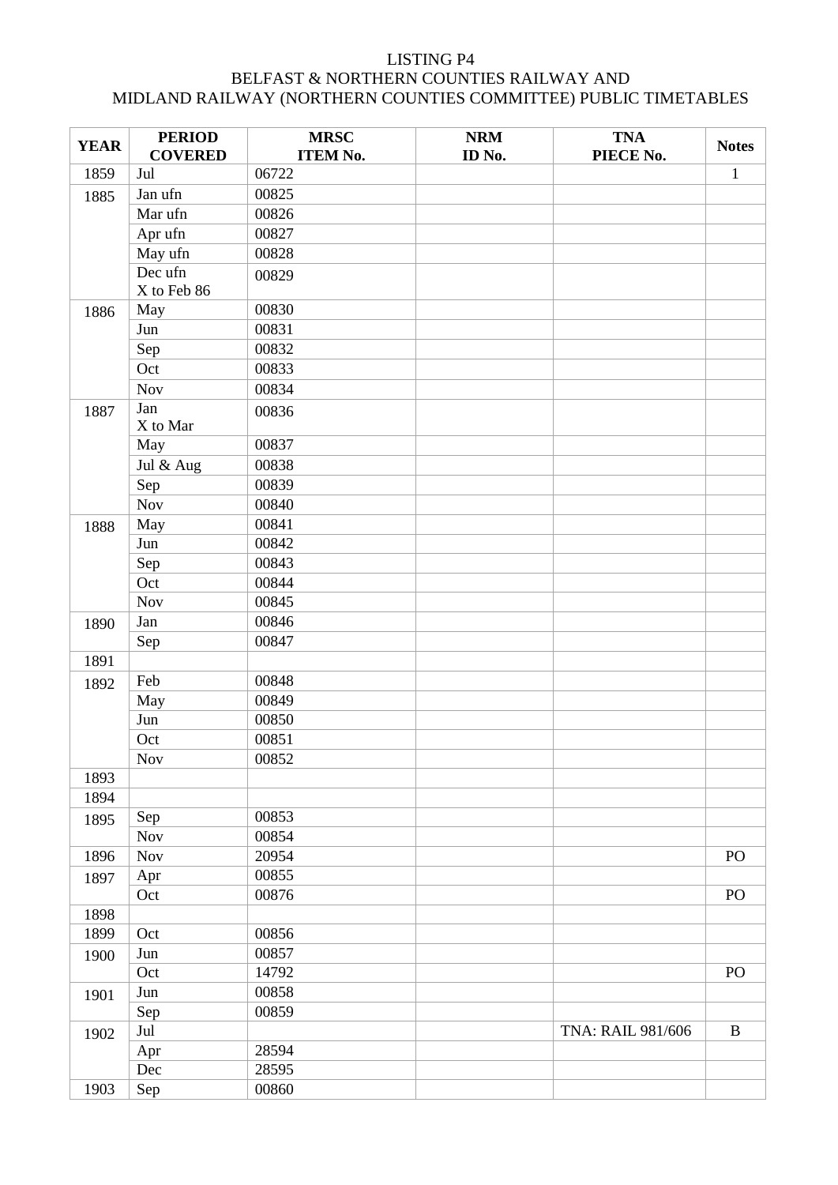LISTING P4
BELFAST & NORTHERN COUNTIES RAILWAY AND
MIDLAND RAILWAY (NORTHERN COUNTIES COMMITTEE) PUBLIC TIMETABLES

| YEAR | PERIOD COVERED | MRSC ITEM No. | NRM ID No. | TNA PIECE No. | Notes |
|---|---|---|---|---|---|
| 1859 | Jul | 06722 | | | 1 |
| 1885 | Jan ufn | 00825 | | | |
| | Mar ufn | 00826 | | | |
| | Apr ufn | 00827 | | | |
| | May ufn | 00828 | | | |
| | Dec ufn X to Feb 86 | 00829 | | | |
| 1886 | May | 00830 | | | |
| | Jun | 00831 | | | |
| | Sep | 00832 | | | |
| | Oct | 00833 | | | |
| | Nov | 00834 | | | |
| 1887 | Jan X to Mar | 00836 | | | |
| | May | 00837 | | | |
| | Jul & Aug | 00838 | | | |
| | Sep | 00839 | | | |
| | Nov | 00840 | | | |
| 1888 | May | 00841 | | | |
| | Jun | 00842 | | | |
| | Sep | 00843 | | | |
| | Oct | 00844 | | | |
| | Nov | 00845 | | | |
| 1890 | Jan | 00846 | | | |
| | Sep | 00847 | | | |
| 1891 | | | | | |
| 1892 | Feb | 00848 | | | |
| | May | 00849 | | | |
| | Jun | 00850 | | | |
| | Oct | 00851 | | | |
| | Nov | 00852 | | | |
| 1893 | | | | | |
| 1894 | | | | | |
| 1895 | Sep | 00853 | | | |
| | Nov | 00854 | | | |
| 1896 | Nov | 20954 | | | PO |
| 1897 | Apr | 00855 | | | |
| | Oct | 00876 | | | PO |
| 1898 | | | | | |
| 1899 | Oct | 00856 | | | |
| 1900 | Jun | 00857 | | | |
| | Oct | 14792 | | | PO |
| 1901 | Jun | 00858 | | | |
| | Sep | 00859 | | | |
| 1902 | Jul | | | TNA: RAIL 981/606 | B |
| | Apr | 28594 | | | |
| | Dec | 28595 | | | |
| 1903 | Sep | 00860 | | | |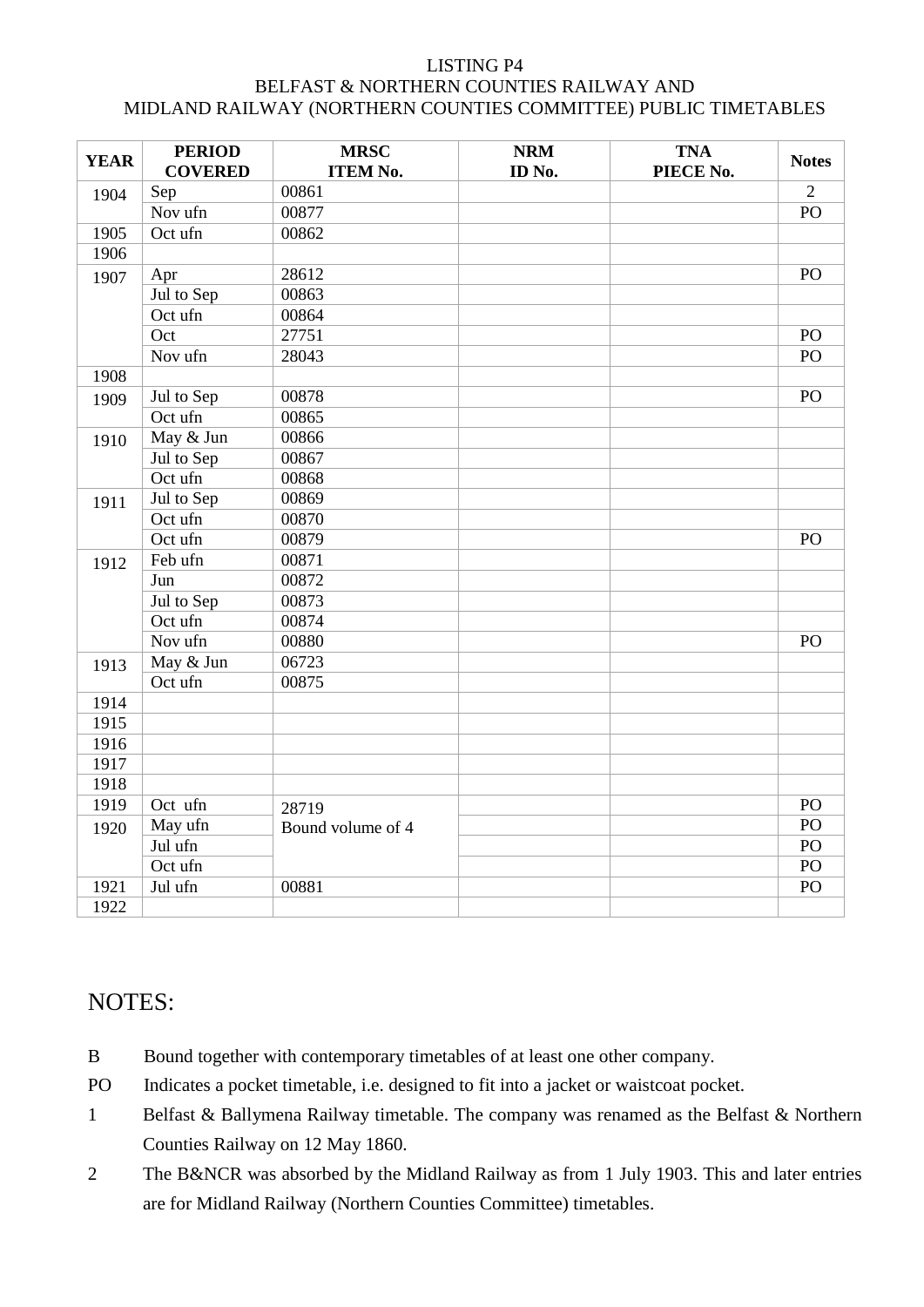LISTING P4
BELFAST & NORTHERN COUNTIES RAILWAY AND
MIDLAND RAILWAY (NORTHERN COUNTIES COMMITTEE) PUBLIC TIMETABLES

| YEAR | PERIOD COVERED | MRSC ITEM No. | NRM ID No. | TNA PIECE No. | Notes |
|---|---|---|---|---|---|
| 1904 | Sep | 00861 | | | 2 |
| | Nov ufn | 00877 | | | PO |
| 1905 | Oct ufn | 00862 | | | |
| 1906 | | | | | |
| 1907 | Apr | 28612 | | | PO |
| | Jul to Sep | 00863 | | | |
| | Oct ufn | 00864 | | | |
| | Oct | 27751 | | | PO |
| | Nov ufn | 28043 | | | PO |
| 1908 | | | | | |
| 1909 | Jul to Sep | 00878 | | | PO |
| | Oct ufn | 00865 | | | |
| 1910 | May & Jun | 00866 | | | |
| | Jul to Sep | 00867 | | | |
| | Oct ufn | 00868 | | | |
| 1911 | Jul to Sep | 00869 | | | |
| | Oct ufn | 00870 | | | |
| | Oct ufn | 00879 | | | PO |
| 1912 | Feb ufn | 00871 | | | |
| | Jun | 00872 | | | |
| | Jul to Sep | 00873 | | | |
| | Oct ufn | 00874 | | | |
| | Nov ufn | 00880 | | | PO |
| 1913 | May & Jun | 06723 | | | |
| | Oct ufn | 00875 | | | |
| 1914 | | | | | |
| 1915 | | | | | |
| 1916 | | | | | |
| 1917 | | | | | |
| 1918 | | | | | |
| 1919 | Oct ufn | 28719 Bound volume of 4 | | | PO |
| 1920 | May ufn | | | | PO |
| | Jul ufn | | | | PO |
| | Oct ufn | | | | PO |
| 1921 | Jul ufn | 00881 | | | PO |
| 1922 | | | | | |

## NOTES:

B Bound together with contemporary timetables of at least one other company.

PO Indicates a pocket timetable, i.e. designed to fit into a jacket or waistcoat pocket.

1 Belfast & Ballymena Railway timetable. The company was renamed as the Belfast & Northern Counties Railway on 12 May 1860.

2 The B&NCR was absorbed by the Midland Railway as from 1 July 1903. This and later entries are for Midland Railway (Northern Counties Committee) timetables.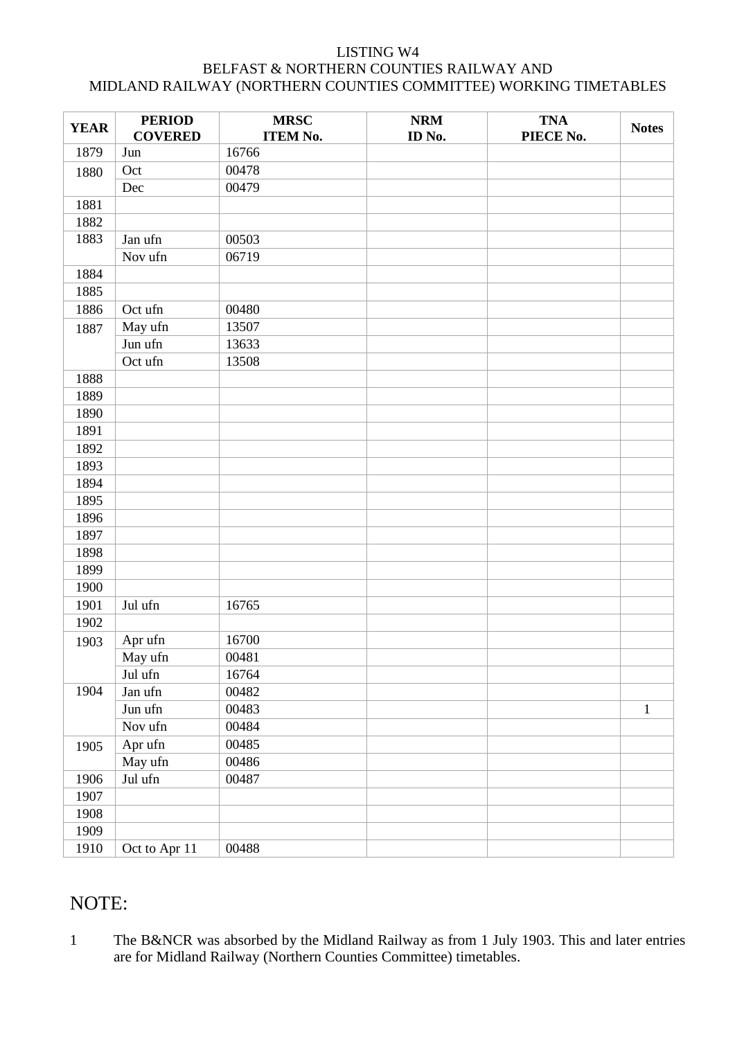LISTING W4
BELFAST & NORTHERN COUNTIES RAILWAY AND
MIDLAND RAILWAY (NORTHERN COUNTIES COMMITTEE) WORKING TIMETABLES

| YEAR | PERIOD COVERED | MRSC ITEM No. | NRM ID No. | TNA PIECE No. | Notes |
|---|---|---|---|---|---|
| 1879 | Jun | 16766 | | | |
| 1880 | Oct | 00478 | | | |
| | Dec | 00479 | | | |
| 1881 | | | | | |
| 1882 | | | | | |
| 1883 | Jan ufn | 00503 | | | |
| | Nov ufn | 06719 | | | |
| 1884 | | | | | |
| 1885 | | | | | |
| 1886 | Oct ufn | 00480 | | | |
| 1887 | May ufn | 13507 | | | |
| | Jun ufn | 13633 | | | |
| | Oct ufn | 13508 | | | |
| 1888 | | | | | |
| 1889 | | | | | |
| 1890 | | | | | |
| 1891 | | | | | |
| 1892 | | | | | |
| 1893 | | | | | |
| 1894 | | | | | |
| 1895 | | | | | |
| 1896 | | | | | |
| 1897 | | | | | |
| 1898 | | | | | |
| 1899 | | | | | |
| 1900 | | | | | |
| 1901 | Jul ufn | 16765 | | | |
| 1902 | | | | | |
| 1903 | Apr ufn | 16700 | | | |
| | May ufn | 00481 | | | |
| | Jul ufn | 16764 | | | |
| 1904 | Jan ufn | 00482 | | | |
| | Jun ufn | 00483 | | | 1 |
| | Nov ufn | 00484 | | | |
| 1905 | Apr ufn | 00485 | | | |
| | May ufn | 00486 | | | |
| 1906 | Jul ufn | 00487 | | | |
| 1907 | | | | | |
| 1908 | | | | | |
| 1909 | | | | | |
| 1910 | Oct to Apr 11 | 00488 | | | |

NOTE:

1 The B&NCR was absorbed by the Midland Railway as from 1 July 1903. This and later entries are for Midland Railway (Northern Counties Committee) timetables.